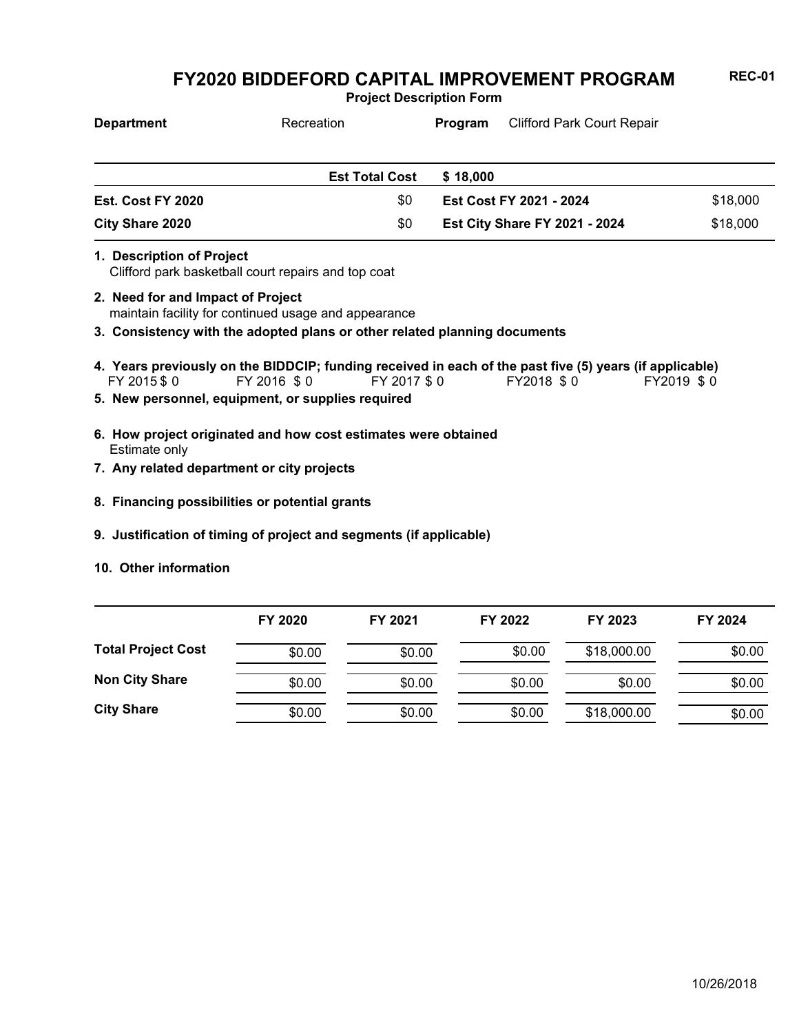# FY2020 BIDDEFORD CAPITAL IMPROVEMENT PROGRAM

**REC-01**

**Project Description Form**

| **Department** | Recreation | **Program** | Clifford Park Court Repair |
|---|---|---|---|

| | | | |
|---|---|---|---|
| | **Est Total Cost** | **$ 18,000** | |
| **Est. Cost FY 2020** | $0 | **Est Cost FY 2021 - 2024** | $18,000 |
| **City Share 2020** | $0 | **Est City Share FY 2021 - 2024** | $18,000 |

**1. Description of Project**
Clifford park basketball court repairs and top coat

**2. Need for and Impact of Project**
maintain facility for continued usage and appearance

**3. Consistency with the adopted plans or other related planning documents**

**4. Years previously on the BIDDCIP; funding received in each of the past five (5) years (if applicable)**
FY 2015 $ 0 FY 2016 $ 0 FY 2017 $ 0 FY2018 $ 0 FY2019 $ 0

**5. New personnel, equipment, or supplies required**

**6. How project originated and how cost estimates were obtained**
Estimate only

**7. Any related department or city projects**

**8. Financing possibilities or potential grants**

**9. Justification of timing of project and segments (if applicable)**

**10. Other information**

| | FY 2020 | FY 2021 | FY 2022 | FY 2023 | FY 2024 |
|---|---|---|---|---|---|
| **Total Project Cost** | $0.00 | $0.00 | $0.00 | $18,000.00 | $0.00 |
| **Non City Share** | $0.00 | $0.00 | $0.00 | $0.00 | $0.00 |
| **City Share** | $0.00 | $0.00 | $0.00 | $18,000.00 | $0.00 |

10/26/2018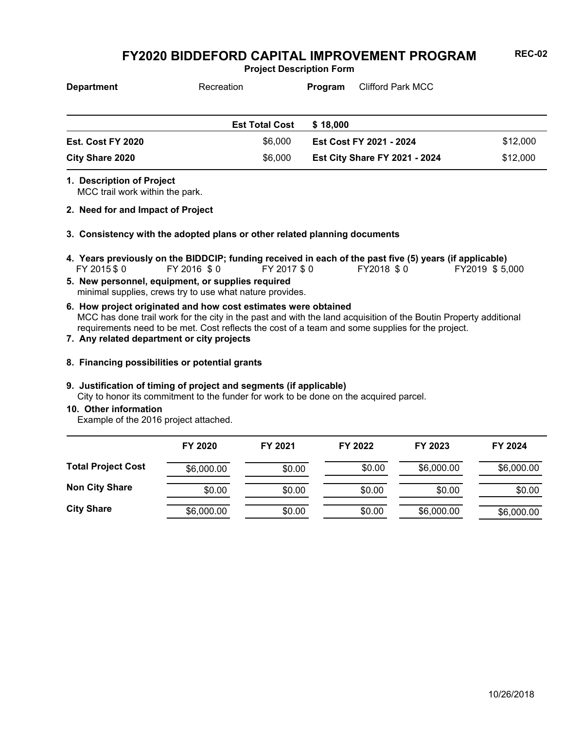# FY2020 BIDDEFORD CAPITAL IMPROVEMENT PROGRAM

REC-02

**Project Description Form**

**Department** Recreation **Program** Clifford Park MCC

| | Est Total Cost | $ 18,000 | |
|---|---|---|---|
| **Est. Cost FY 2020** | $6,000 | **Est Cost FY 2021 - 2024** | $12,000 |
| **City Share 2020** | $6,000 | **Est City Share FY 2021 - 2024** | $12,000 |

**1. Description of Project**
MCC trail work within the park.

**2. Need for and Impact of Project**

**3. Consistency with the adopted plans or other related planning documents**

**4. Years previously on the BIDDCIP; funding received in each of the past five (5) years (if applicable)**
FY 2015 $ 0 FY 2016 $ 0 FY 2017 $ 0 FY2018 $ 0 FY2019 $ 5,000

**5. New personnel, equipment, or supplies required**
minimal supplies, crews try to use what nature provides.

**6. How project originated and how cost estimates were obtained**
MCC has done trail work for the city in the past and with the land acquisition of the Boutin Property additional requirements need to be met. Cost reflects the cost of a team and some supplies for the project.

**7. Any related department or city projects**

**8. Financing possibilities or potential grants**

**9. Justification of timing of project and segments (if applicable)**
City to honor its commitment to the funder for work to be done on the acquired parcel.

**10. Other information**
Example of the 2016 project attached.

| | FY 2020 | FY 2021 | FY 2022 | FY 2023 | FY 2024 |
|---|---|---|---|---|---|
| **Total Project Cost** | $6,000.00 | $0.00 | $0.00 | $6,000.00 | $6,000.00 |
| **Non City Share** | $0.00 | $0.00 | $0.00 | $0.00 | $0.00 |
| **City Share** | $6,000.00 | $0.00 | $0.00 | $6,000.00 | $6,000.00 |

10/26/2018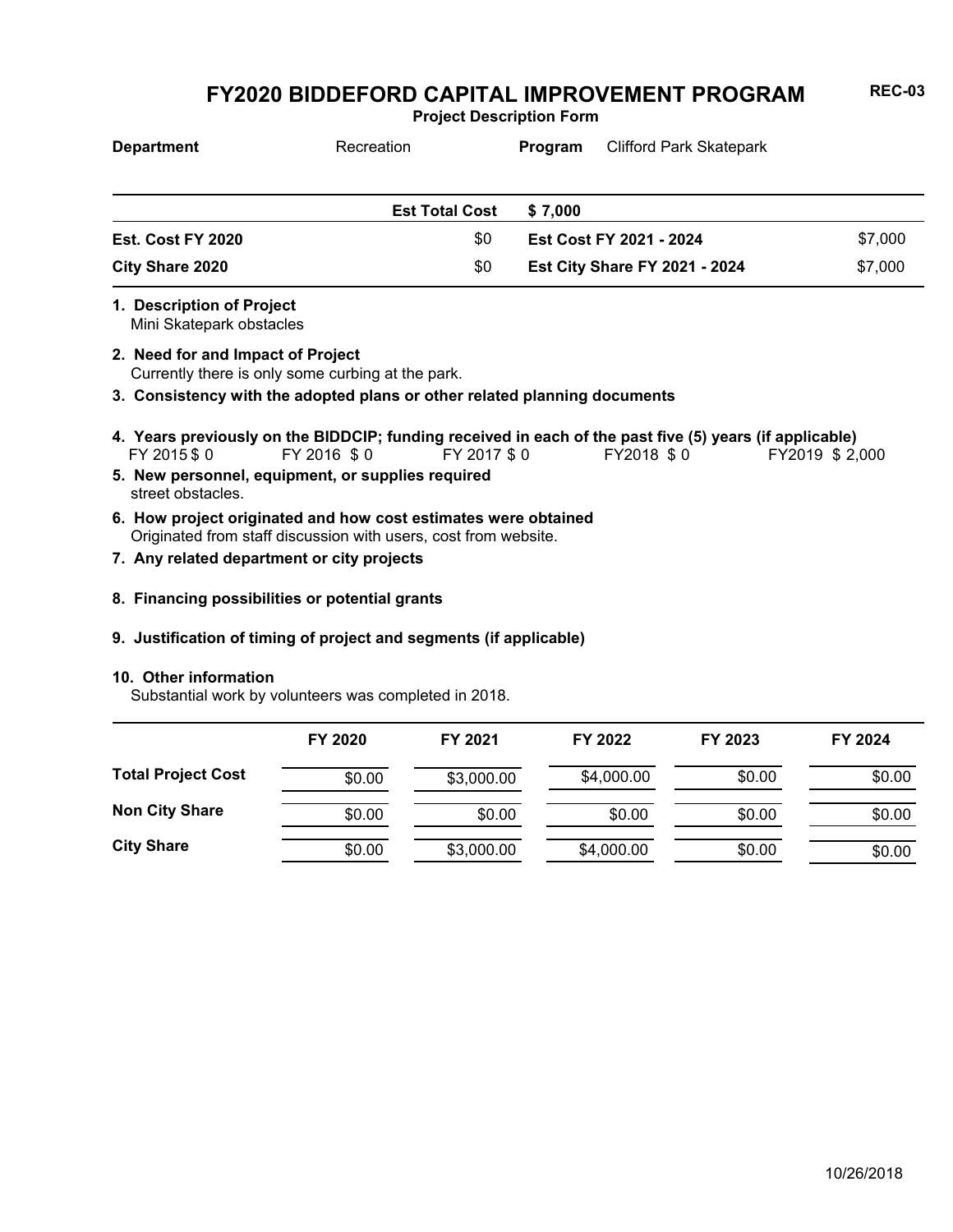# FY2020 BIDDEFORD CAPITAL IMPROVEMENT PROGRAM

**REC-03**

**Project Description Form**

**Department** Recreation **Program** Clifford Park Skatepark

| | | | |
|---|---|---|---|
| | **Est Total Cost** | **$ 7,000** | |
| **Est. Cost FY 2020** | $0 | **Est Cost FY 2021 - 2024** | $7,000 |
| **City Share 2020** | $0 | **Est City Share FY 2021 - 2024** | $7,000 |

**1. Description of Project**
Mini Skatepark obstacles

**2. Need for and Impact of Project**
Currently there is only some curbing at the park.

**3. Consistency with the adopted plans or other related planning documents**

**4. Years previously on the BIDDCIP; funding received in each of the past five (5) years (if applicable)**
FY 2015 $ 0 FY 2016 $ 0 FY 2017 $ 0 FY2018 $ 0 FY2019 $ 2,000

**5. New personnel, equipment, or supplies required**
street obstacles.

**6. How project originated and how cost estimates were obtained**
Originated from staff discussion with users, cost from website.

**7. Any related department or city projects**

**8. Financing possibilities or potential grants**

**9. Justification of timing of project and segments (if applicable)**

**10. Other information**
Substantial work by volunteers was completed in 2018.

| | FY 2020 | FY 2021 | FY 2022 | FY 2023 | FY 2024 |
|---|---|---|---|---|---|
| **Total Project Cost** | $0.00 | $3,000.00 | $4,000.00 | $0.00 | $0.00 |
| **Non City Share** | $0.00 | $0.00 | $0.00 | $0.00 | $0.00 |
| **City Share** | $0.00 | $3,000.00 | $4,000.00 | $0.00 | $0.00 |

10/26/2018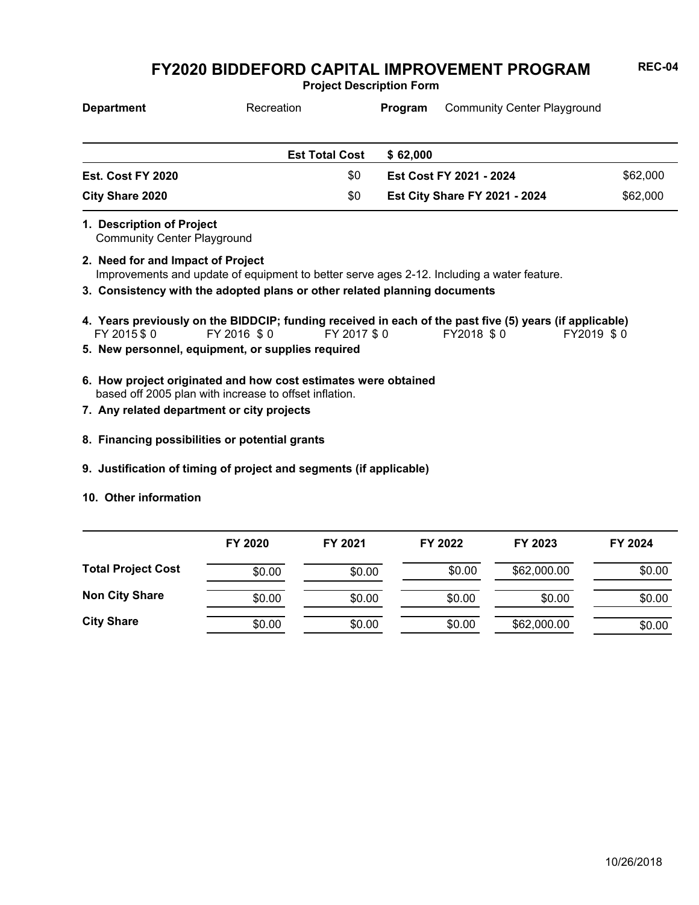# FY2020 BIDDEFORD CAPITAL IMPROVEMENT PROGRAM

**REC-04**

**Project Description Form**

**Department** Recreation **Program** Community Center Playground

| | | | |
|---|---|---|---|
| | **Est Total Cost** | **$ 62,000** | |
| **Est. Cost FY 2020** | $0 | **Est Cost FY 2021 - 2024** | $62,000 |
| **City Share 2020** | $0 | **Est City Share FY 2021 - 2024** | $62,000 |

**1. Description of Project**
Community Center Playground

**2. Need for and Impact of Project**
Improvements and update of equipment to better serve ages 2-12. Including a water feature.

**3. Consistency with the adopted plans or other related planning documents**

**4. Years previously on the BIDDCIP; funding received in each of the past five (5) years (if applicable)**
FY 2015 $ 0 FY 2016 $ 0 FY 2017 $ 0 FY2018 $ 0 FY2019 $ 0

**5. New personnel, equipment, or supplies required**

**6. How project originated and how cost estimates were obtained**
based off 2005 plan with increase to offset inflation.

**7. Any related department or city projects**

**8. Financing possibilities or potential grants**

**9. Justification of timing of project and segments (if applicable)**

**10. Other information**

| | FY 2020 | FY 2021 | FY 2022 | FY 2023 | FY 2024 |
|---|---|---|---|---|---|
| **Total Project Cost** | $0.00 | $0.00 | $0.00 | $62,000.00 | $0.00 |
| **Non City Share** | $0.00 | $0.00 | $0.00 | $0.00 | $0.00 |
| **City Share** | $0.00 | $0.00 | $0.00 | $62,000.00 | $0.00 |

10/26/2018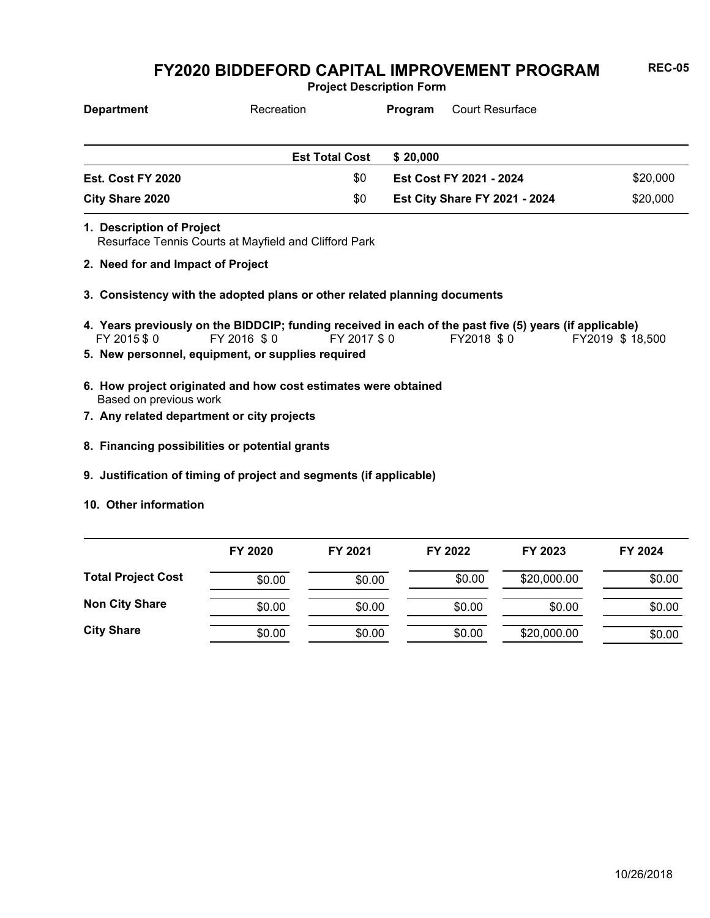# FY2020 BIDDEFORD CAPITAL IMPROVEMENT PROGRAM

**REC-05**

**Project Description Form**

| **Department** | Recreation | **Program** | Court Resurface |
|---|---|---|---|

| | **Est Total Cost** | **$ 20,000** | |
|---|---|---|---|
| **Est. Cost FY 2020** | $0 | **Est Cost FY 2021 - 2024** | $20,000 |
| **City Share 2020** | $0 | **Est City Share FY 2021 - 2024** | $20,000 |

**1. Description of Project**
Resurface Tennis Courts at Mayfield and Clifford Park

**2. Need for and Impact of Project**

**3. Consistency with the adopted plans or other related planning documents**

**4. Years previously on the BIDDCIP; funding received in each of the past five (5) years (if applicable)**
FY 2015 $ 0 FY 2016 $ 0 FY 2017 $ 0 FY2018 $ 0 FY2019 $ 18,500

**5. New personnel, equipment, or supplies required**

**6. How project originated and how cost estimates were obtained**
Based on previous work

**7. Any related department or city projects**

**8. Financing possibilities or potential grants**

**9. Justification of timing of project and segments (if applicable)**

**10. Other information**

| | FY 2020 | FY 2021 | FY 2022 | FY 2023 | FY 2024 |
|---|---|---|---|---|---|
| **Total Project Cost** | $0.00 | $0.00 | $0.00 | $20,000.00 | $0.00 |
| **Non City Share** | $0.00 | $0.00 | $0.00 | $0.00 | $0.00 |
| **City Share** | $0.00 | $0.00 | $0.00 | $20,000.00 | $0.00 |

10/26/2018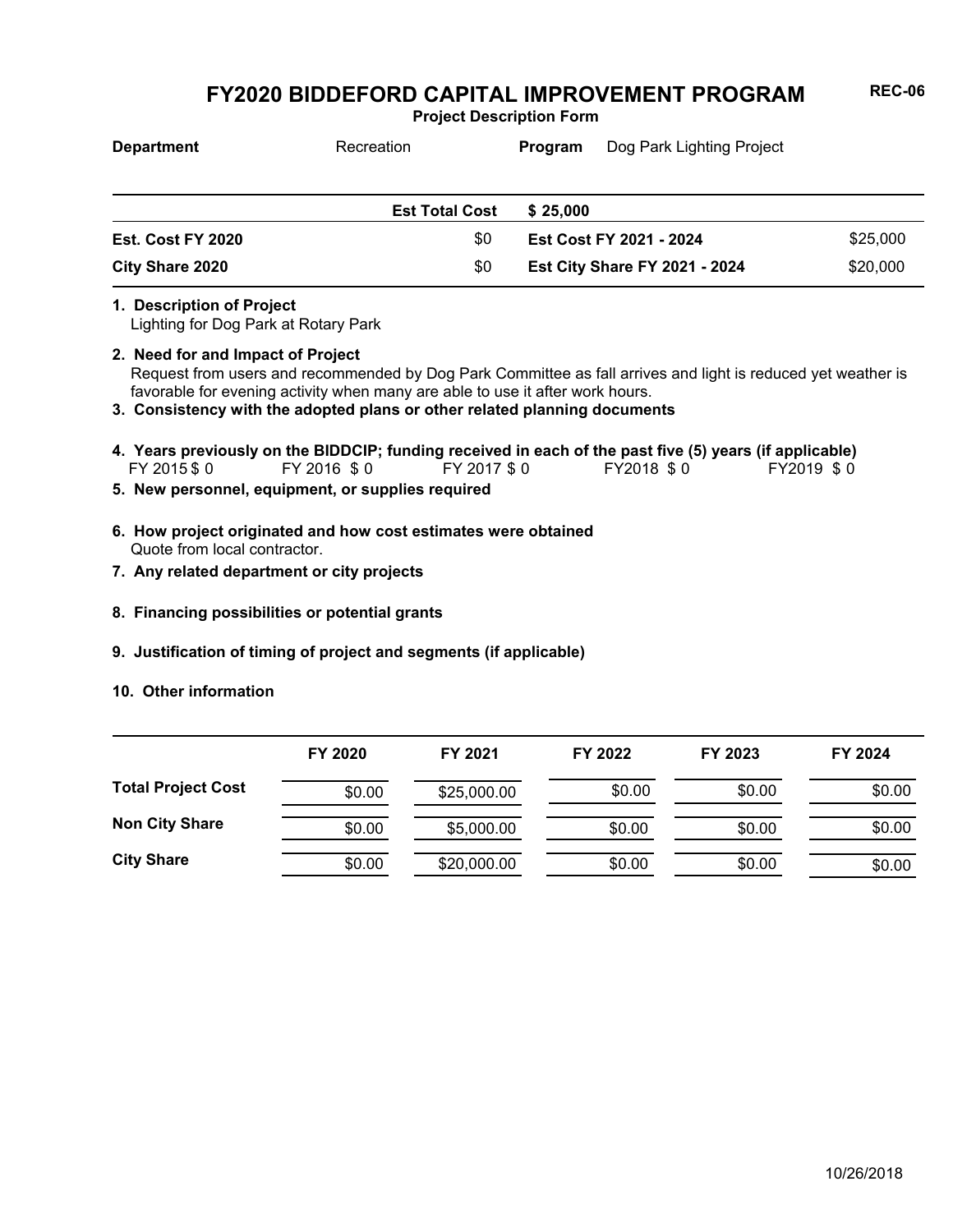# FY2020 BIDDEFORD CAPITAL IMPROVEMENT PROGRAM

**REC-06**

**Project Description Form**

| **Department** | Recreation | **Program** | Dog Park Lighting Project |
|---|---|---|---|

| | **Est Total Cost** | **$ 25,000** | |
|---|---|---|---|
| **Est. Cost FY 2020** | $0 | **Est Cost FY 2021 - 2024** | $25,000 |
| **City Share 2020** | $0 | **Est City Share FY 2021 - 2024** | $20,000 |

**1. Description of Project**

Lighting for Dog Park at Rotary Park

**2. Need for and Impact of Project**

Request from users and recommended by Dog Park Committee as fall arrives and light is reduced yet weather is favorable for evening activity when many are able to use it after work hours.

**3. Consistency with the adopted plans or other related planning documents**

**4. Years previously on the BIDDCIP; funding received in each of the past five (5) years (if applicable)**

FY 2015 $ 0    FY 2016 $ 0    FY 2017 $ 0    FY2018 $ 0    FY2019 $ 0

**5. New personnel, equipment, or supplies required**

**6. How project originated and how cost estimates were obtained**

Quote from local contractor.

**7. Any related department or city projects**

**8. Financing possibilities or potential grants**

**9. Justification of timing of project and segments (if applicable)**

**10. Other information**

| | FY 2020 | FY 2021 | FY 2022 | FY 2023 | FY 2024 |
|---|---|---|---|---|---|
| **Total Project Cost** | $0.00 | $25,000.00 | $0.00 | $0.00 | $0.00 |
| **Non City Share** | $0.00 | $5,000.00 | $0.00 | $0.00 | $0.00 |
| **City Share** | $0.00 | $20,000.00 | $0.00 | $0.00 | $0.00 |

10/26/2018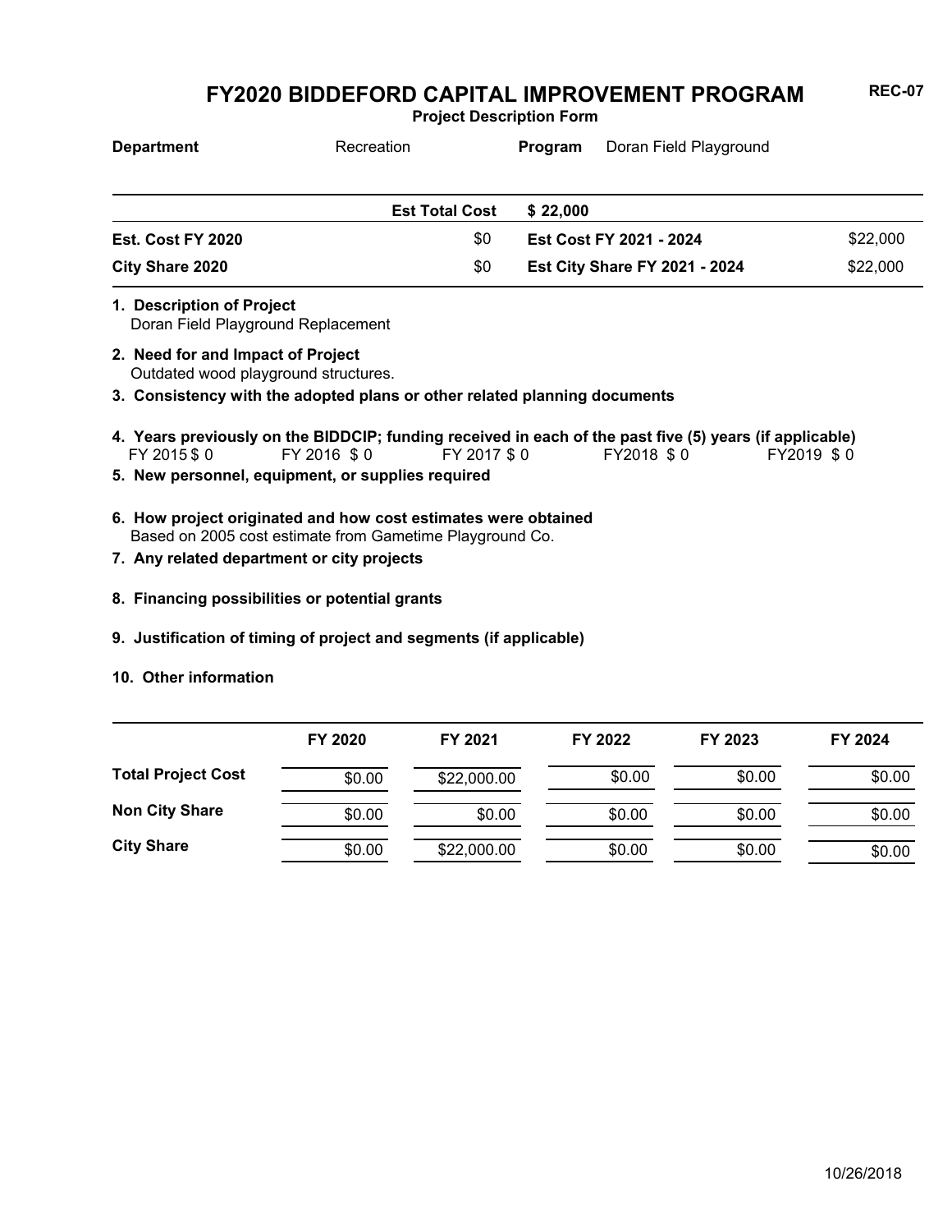# FY2020 BIDDEFORD CAPITAL IMPROVEMENT PROGRAM

**REC-07**

**Project Description Form**

**Department** Recreation **Program** Doran Field Playground

| | | | |
|---|---|---|---|
| | **Est Total Cost** | **$ 22,000** | |
| **Est. Cost FY 2020** | $0 | **Est Cost FY 2021 - 2024** | $22,000 |
| **City Share 2020** | $0 | **Est City Share FY 2021 - 2024** | $22,000 |

**1. Description of Project**
Doran Field Playground Replacement

**2. Need for and Impact of Project**
Outdated wood playground structures.

**3. Consistency with the adopted plans or other related planning documents**

**4. Years previously on the BIDDCIP; funding received in each of the past five (5) years (if applicable)**
FY 2015 $ 0 FY 2016 $ 0 FY 2017 $ 0 FY2018 $ 0 FY2019 $ 0

**5. New personnel, equipment, or supplies required**

**6. How project originated and how cost estimates were obtained**
Based on 2005 cost estimate from Gametime Playground Co.

**7. Any related department or city projects**

**8. Financing possibilities or potential grants**

**9. Justification of timing of project and segments (if applicable)**

**10. Other information**

| | FY 2020 | FY 2021 | FY 2022 | FY 2023 | FY 2024 |
|---|---|---|---|---|---|
| **Total Project Cost** | $0.00 | $22,000.00 | $0.00 | $0.00 | $0.00 |
| **Non City Share** | $0.00 | $0.00 | $0.00 | $0.00 | $0.00 |
| **City Share** | $0.00 | $22,000.00 | $0.00 | $0.00 | $0.00 |

10/26/2018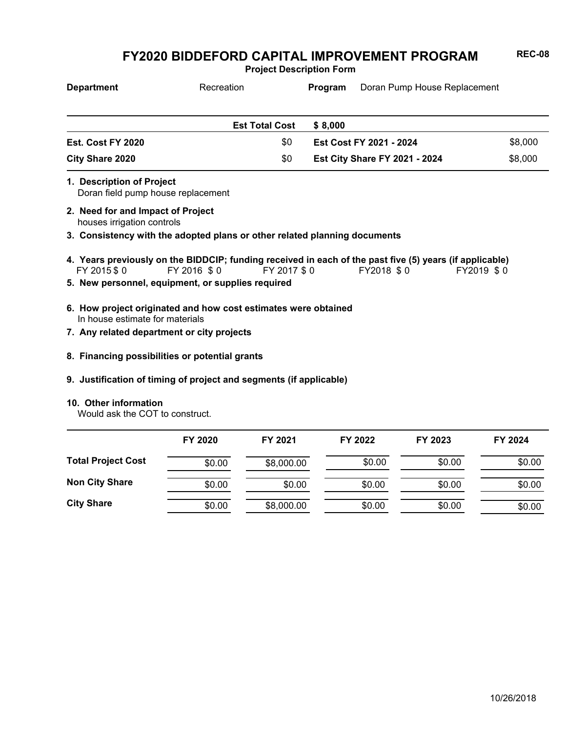# FY2020 BIDDEFORD CAPITAL IMPROVEMENT PROGRAM

**REC-08**

**Project Description Form**

**Department** Recreation **Program** Doran Pump House Replacement

| | | | |
|---|---|---|---|
| | **Est Total Cost** | **$ 8,000** | |
| **Est. Cost FY 2020** | $0 | **Est Cost FY 2021 - 2024** | $8,000 |
| **City Share 2020** | $0 | **Est City Share FY 2021 - 2024** | $8,000 |

**1. Description of Project**
Doran field pump house replacement

**2. Need for and Impact of Project**
houses irrigation controls

**3. Consistency with the adopted plans or other related planning documents**

**4. Years previously on the BIDDCIP; funding received in each of the past five (5) years (if applicable)**
FY 2015 $ 0 FY 2016 $ 0 FY 2017 $ 0 FY2018 $ 0 FY2019 $ 0

**5. New personnel, equipment, or supplies required**

**6. How project originated and how cost estimates were obtained**
In house estimate for materials

**7. Any related department or city projects**

**8. Financing possibilities or potential grants**

**9. Justification of timing of project and segments (if applicable)**

**10. Other information**
Would ask the COT to construct.

| | FY 2020 | FY 2021 | FY 2022 | FY 2023 | FY 2024 |
|---|---|---|---|---|---|
| **Total Project Cost** | $0.00 | $8,000.00 | $0.00 | $0.00 | $0.00 |
| **Non City Share** | $0.00 | $0.00 | $0.00 | $0.00 | $0.00 |
| **City Share** | $0.00 | $8,000.00 | $0.00 | $0.00 | $0.00 |

10/26/2018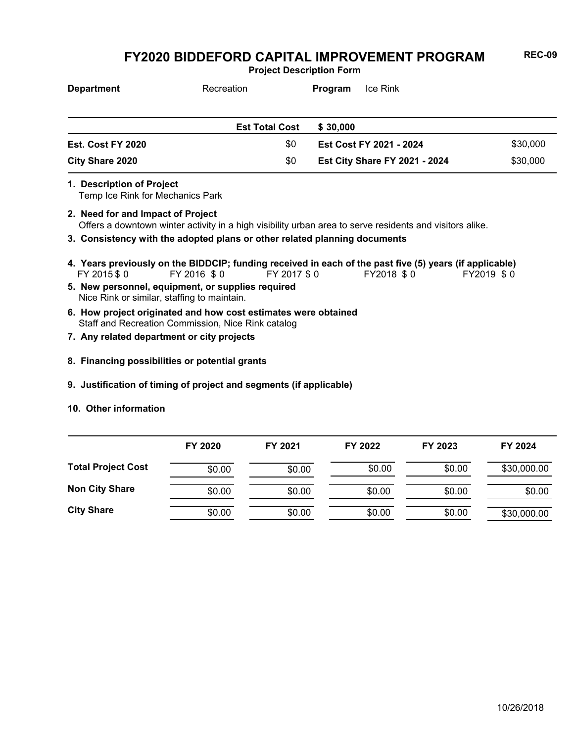# FY2020 BIDDEFORD CAPITAL IMPROVEMENT PROGRAM

**REC-09**

**Project Description Form**

**Department** Recreation **Program** Ice Rink

| | Est Total Cost | $ 30,000 | |
|---|---|---|---|
| **Est. Cost FY 2020** | $0 | **Est Cost FY 2021 - 2024** | $30,000 |
| **City Share 2020** | $0 | **Est City Share FY 2021 - 2024** | $30,000 |

**1. Description of Project**
Temp Ice Rink for Mechanics Park

**2. Need for and Impact of Project**
Offers a downtown winter activity in a high visibility urban area to serve residents and visitors alike.

**3. Consistency with the adopted plans or other related planning documents**

**4. Years previously on the BIDDCIP; funding received in each of the past five (5) years (if applicable)**
FY 2015 $ 0 FY 2016 $ 0 FY 2017 $ 0 FY2018 $ 0 FY2019 $ 0

**5. New personnel, equipment, or supplies required**
Nice Rink or similar, staffing to maintain.

**6. How project originated and how cost estimates were obtained**
Staff and Recreation Commission, Nice Rink catalog

**7. Any related department or city projects**

**8. Financing possibilities or potential grants**

**9. Justification of timing of project and segments (if applicable)**

**10. Other information**

| | FY 2020 | FY 2021 | FY 2022 | FY 2023 | FY 2024 |
|---|---|---|---|---|---|
| **Total Project Cost** | $0.00 | $0.00 | $0.00 | $0.00 | $30,000.00 |
| **Non City Share** | $0.00 | $0.00 | $0.00 | $0.00 | $0.00 |
| **City Share** | $0.00 | $0.00 | $0.00 | $0.00 | $30,000.00 |

10/26/2018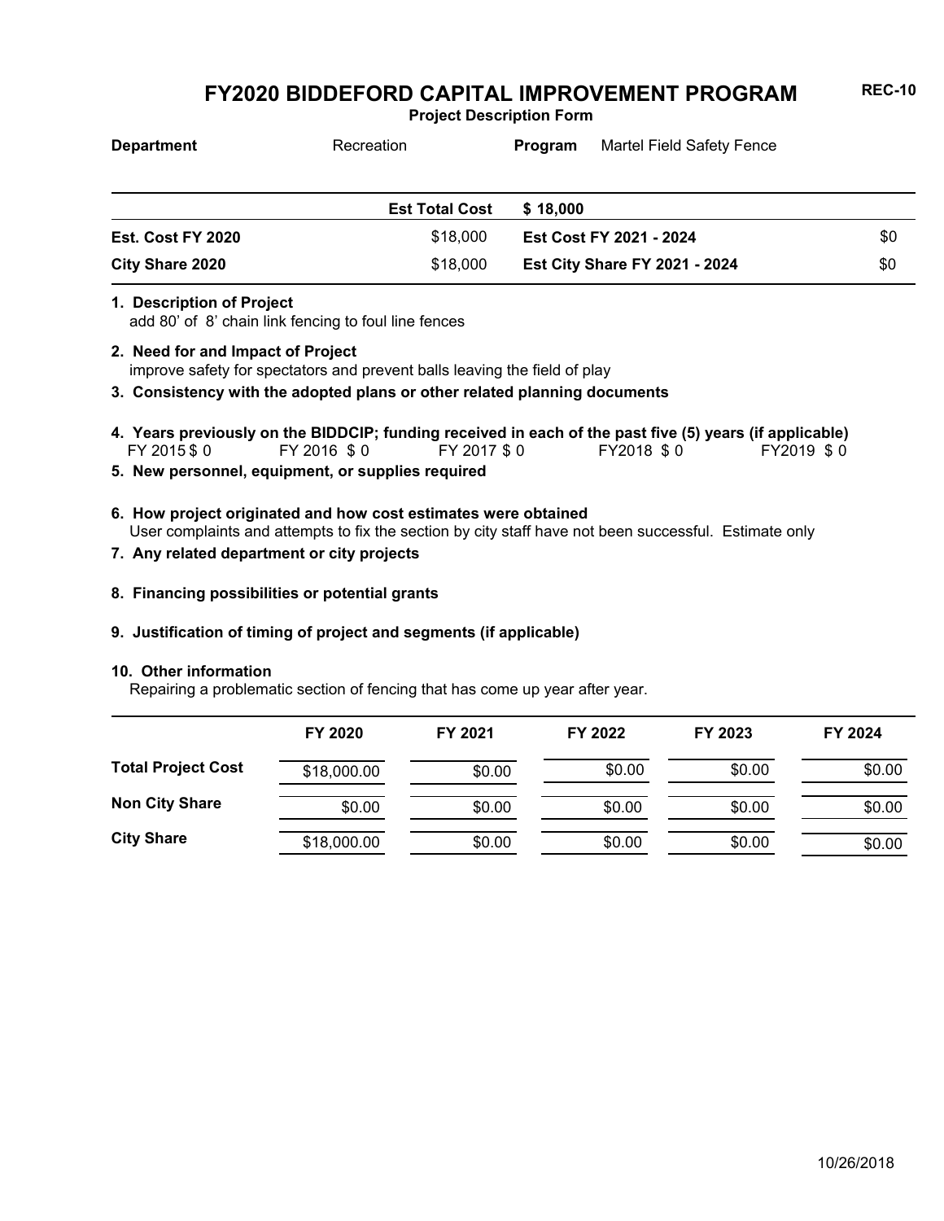# FY2020 BIDDEFORD CAPITAL IMPROVEMENT PROGRAM

**REC-10**

**Project Description Form**

**Department** Recreation **Program** Martel Field Safety Fence

| | Est Total Cost | $ 18,000 | |
|---|---|---|---|
| **Est. Cost FY 2020** | $18,000 | **Est Cost FY 2021 - 2024** | $0 |
| **City Share 2020** | $18,000 | **Est City Share FY 2021 - 2024** | $0 |

**1. Description of Project**
add 80’ of 8’ chain link fencing to foul line fences

**2. Need for and Impact of Project**
improve safety for spectators and prevent balls leaving the field of play

**3. Consistency with the adopted plans or other related planning documents**

**4. Years previously on the BIDDCIP; funding received in each of the past five (5) years (if applicable)**
FY 2015 $ 0 FY 2016 $ 0 FY 2017 $ 0 FY2018 $ 0 FY2019 $ 0

**5. New personnel, equipment, or supplies required**

**6. How project originated and how cost estimates were obtained**
User complaints and attempts to fix the section by city staff have not been successful. Estimate only

**7. Any related department or city projects**

**8. Financing possibilities or potential grants**

**9. Justification of timing of project and segments (if applicable)**

**10. Other information**
Repairing a problematic section of fencing that has come up year after year.

| | FY 2020 | FY 2021 | FY 2022 | FY 2023 | FY 2024 |
|---|---|---|---|---|---|
| **Total Project Cost** | $18,000.00 | $0.00 | $0.00 | $0.00 | $0.00 |
| **Non City Share** | $0.00 | $0.00 | $0.00 | $0.00 | $0.00 |
| **City Share** | $18,000.00 | $0.00 | $0.00 | $0.00 | $0.00 |

10/26/2018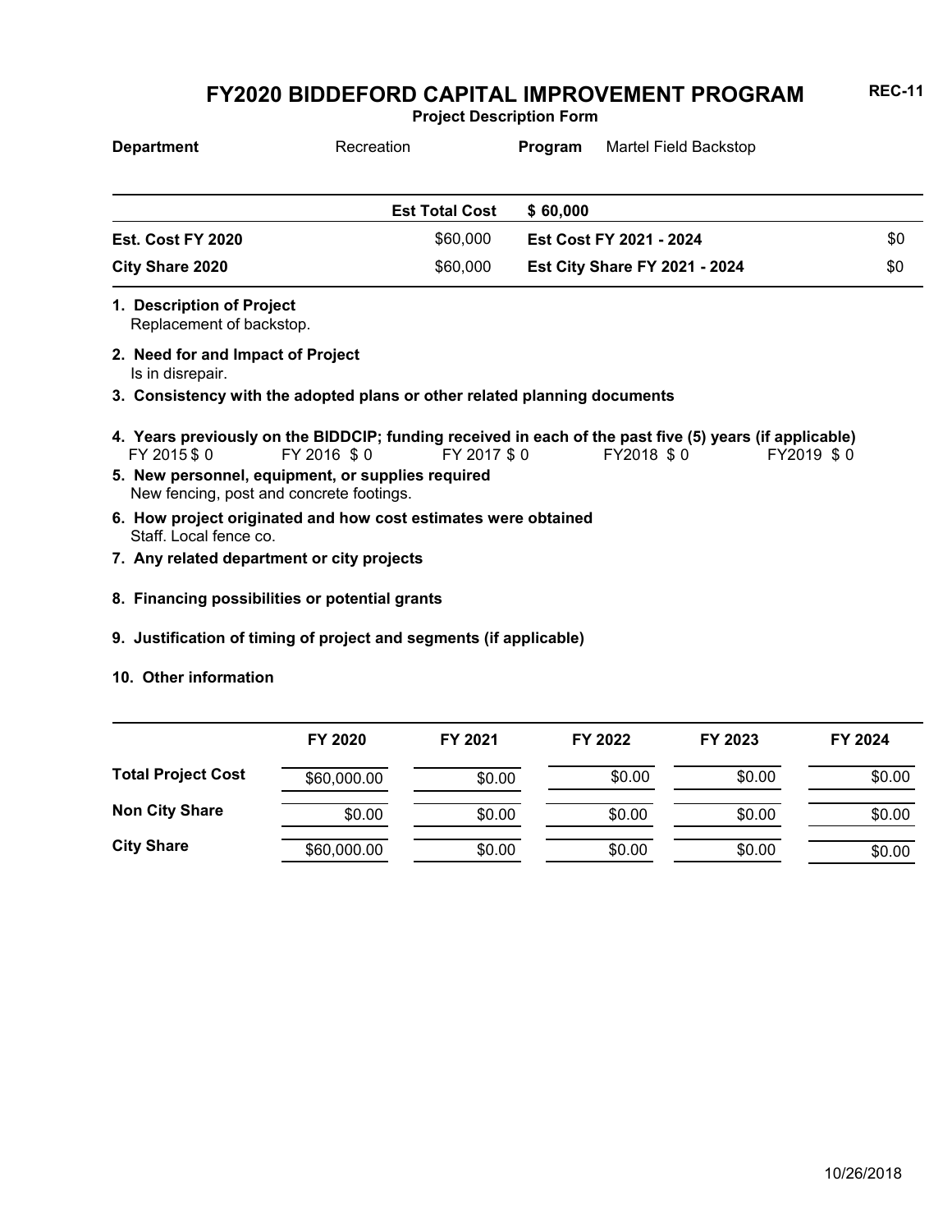# FY2020 BIDDEFORD CAPITAL IMPROVEMENT PROGRAM

**REC-11**

**Project Description Form**

| **Department** | Recreation | **Program** | Martel Field Backstop |
|---|---|---|---|

| | | | |
|---|---|---|---|
| | **Est Total Cost** | **$ 60,000** | |
| **Est. Cost FY 2020** | $60,000 | **Est Cost FY 2021 - 2024** | $0 |
| **City Share 2020** | $60,000 | **Est City Share FY 2021 - 2024** | $0 |

**1. Description of Project**
Replacement of backstop.

**2. Need for and Impact of Project**
Is in disrepair.

**3. Consistency with the adopted plans or other related planning documents**

**4. Years previously on the BIDDCIP; funding received in each of the past five (5) years (if applicable)**
FY 2015 $ 0 FY 2016 $ 0 FY 2017 $ 0 FY2018 $ 0 FY2019 $ 0

**5. New personnel, equipment, or supplies required**
New fencing, post and concrete footings.

**6. How project originated and how cost estimates were obtained**
Staff. Local fence co.

**7. Any related department or city projects**

**8. Financing possibilities or potential grants**

**9. Justification of timing of project and segments (if applicable)**

**10. Other information**

| | FY 2020 | FY 2021 | FY 2022 | FY 2023 | FY 2024 |
|---|---|---|---|---|---|
| **Total Project Cost** | $60,000.00 | $0.00 | $0.00 | $0.00 | $0.00 |
| **Non City Share** | $0.00 | $0.00 | $0.00 | $0.00 | $0.00 |
| **City Share** | $60,000.00 | $0.00 | $0.00 | $0.00 | $0.00 |

10/26/2018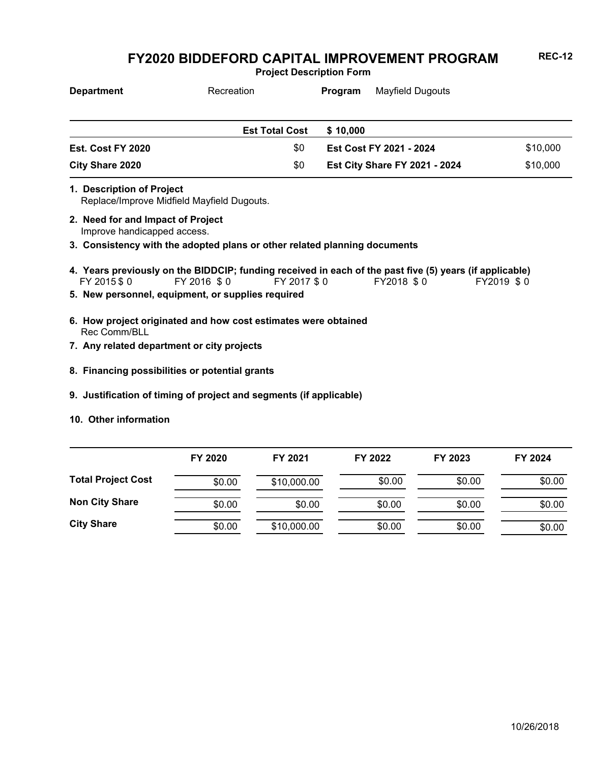# FY2020 BIDDEFORD CAPITAL IMPROVEMENT PROGRAM

**REC-12**

**Project Description Form**

**Department** Recreation **Program** Mayfield Dugouts

| | | | |
|---|---|---|---|
| | **Est Total Cost** | **$ 10,000** | |
| **Est. Cost FY 2020** | $0 | **Est Cost FY 2021 - 2024** | $10,000 |
| **City Share 2020** | $0 | **Est City Share FY 2021 - 2024** | $10,000 |

**1. Description of Project**
Replace/Improve Midfield Mayfield Dugouts.

**2. Need for and Impact of Project**
Improve handicapped access.

**3. Consistency with the adopted plans or other related planning documents**

**4. Years previously on the BIDDCIP; funding received in each of the past five (5) years (if applicable)**
FY 2015 $ 0 FY 2016 $ 0 FY 2017 $ 0 FY2018 $ 0 FY2019 $ 0

**5. New personnel, equipment, or supplies required**

**6. How project originated and how cost estimates were obtained**
Rec Comm/BLL

**7. Any related department or city projects**

**8. Financing possibilities or potential grants**

**9. Justification of timing of project and segments (if applicable)**

**10. Other information**

| | FY 2020 | FY 2021 | FY 2022 | FY 2023 | FY 2024 |
|---|---|---|---|---|---|
| **Total Project Cost** | $0.00 | $10,000.00 | $0.00 | $0.00 | $0.00 |
| **Non City Share** | $0.00 | $0.00 | $0.00 | $0.00 | $0.00 |
| **City Share** | $0.00 | $10,000.00 | $0.00 | $0.00 | $0.00 |

10/26/2018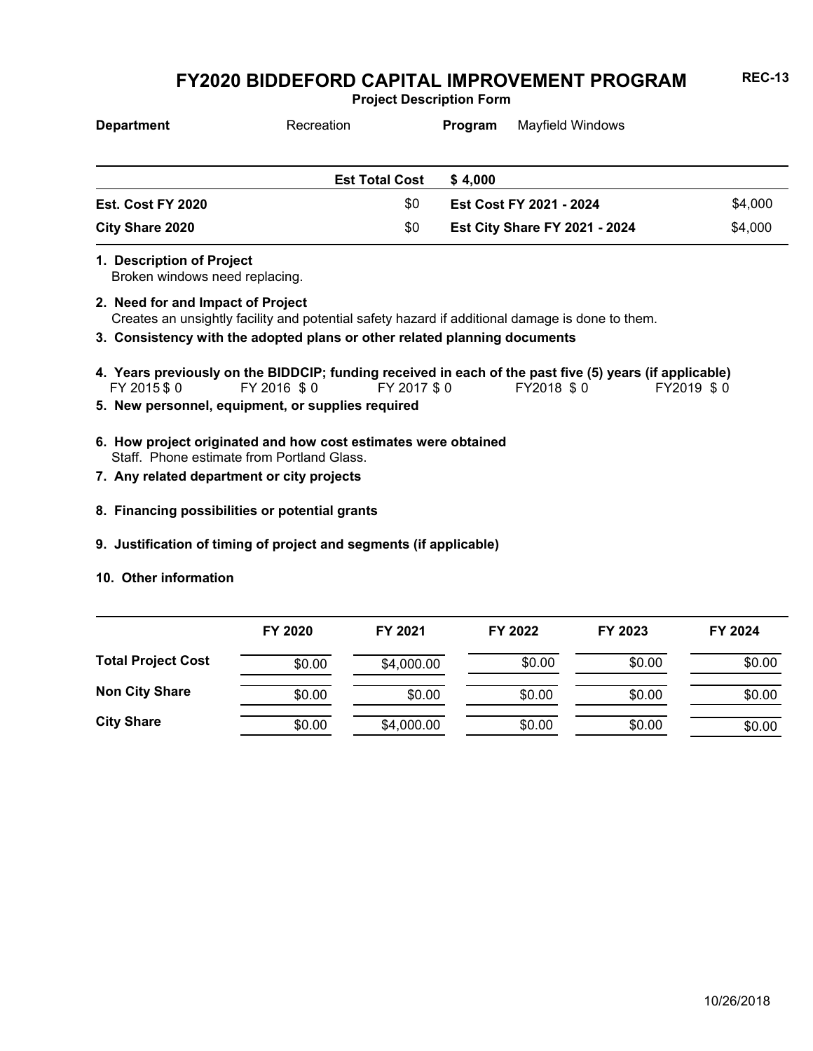# FY2020 BIDDEFORD CAPITAL IMPROVEMENT PROGRAM

**Project Description Form**

**REC-13**

| **Department** | Recreation | **Program** | Mayfield Windows |
|---|---|---|---|

| | | | |
|---|---|---|---|
| | **Est Total Cost** | **$ 4,000** | |
| **Est. Cost FY 2020** | $0 | **Est Cost FY 2021 - 2024** | $4,000 |
| **City Share 2020** | $0 | **Est City Share FY 2021 - 2024** | $4,000 |

**1. Description of Project**

Broken windows need replacing.

**2. Need for and Impact of Project**

Creates an unsightly facility and potential safety hazard if additional damage is done to them.

**3. Consistency with the adopted plans or other related planning documents**

**4. Years previously on the BIDDCIP; funding received in each of the past five (5) years (if applicable)**

FY 2015 $ 0 FY 2016 $ 0 FY 2017 $ 0 FY2018 $ 0 FY2019 $ 0

**5. New personnel, equipment, or supplies required**

**6. How project originated and how cost estimates were obtained**

Staff. Phone estimate from Portland Glass.

**7. Any related department or city projects**

**8. Financing possibilities or potential grants**

**9. Justification of timing of project and segments (if applicable)**

**10. Other information**

| | FY 2020 | FY 2021 | FY 2022 | FY 2023 | FY 2024 |
|---|---|---|---|---|---|
| **Total Project Cost** | $0.00 | $4,000.00 | $0.00 | $0.00 | $0.00 |
| **Non City Share** | $0.00 | $0.00 | $0.00 | $0.00 | $0.00 |
| **City Share** | $0.00 | $4,000.00 | $0.00 | $0.00 | $0.00 |

10/26/2018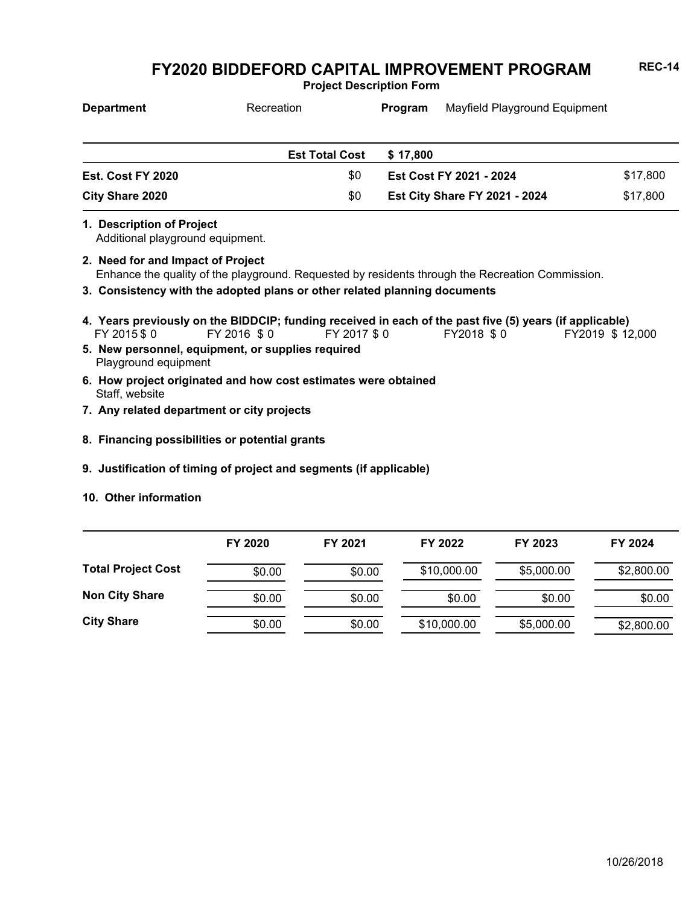# FY2020 BIDDEFORD CAPITAL IMPROVEMENT PROGRAM

**REC-14**

**Project Description Form**

| **Department** | Recreation | **Program** | Mayfield Playground Equipment |
|---|---|---|---|

| | **Est Total Cost** | **$ 17,800** | |
|---|---|---|---|
| **Est. Cost FY 2020** | $0 | **Est Cost FY 2021 - 2024** | $17,800 |
| **City Share 2020** | $0 | **Est City Share FY 2021 - 2024** | $17,800 |

**1. Description of Project**
Additional playground equipment.

**2. Need for and Impact of Project**
Enhance the quality of the playground. Requested by residents through the Recreation Commission.

**3. Consistency with the adopted plans or other related planning documents**

**4. Years previously on the BIDDCIP; funding received in each of the past five (5) years (if applicable)**
FY 2015 $ 0 FY 2016 $ 0 FY 2017 $ 0 FY2018 $ 0 FY2019 $ 12,000

**5. New personnel, equipment, or supplies required**
Playground equipment

**6. How project originated and how cost estimates were obtained**
Staff, website

**7. Any related department or city projects**

**8. Financing possibilities or potential grants**

**9. Justification of timing of project and segments (if applicable)**

**10. Other information**

| | FY 2020 | FY 2021 | FY 2022 | FY 2023 | FY 2024 |
|---|---|---|---|---|---|
| **Total Project Cost** | $0.00 | $0.00 | $10,000.00 | $5,000.00 | $2,800.00 |
| **Non City Share** | $0.00 | $0.00 | $0.00 | $0.00 | $0.00 |
| **City Share** | $0.00 | $0.00 | $10,000.00 | $5,000.00 | $2,800.00 |

10/26/2018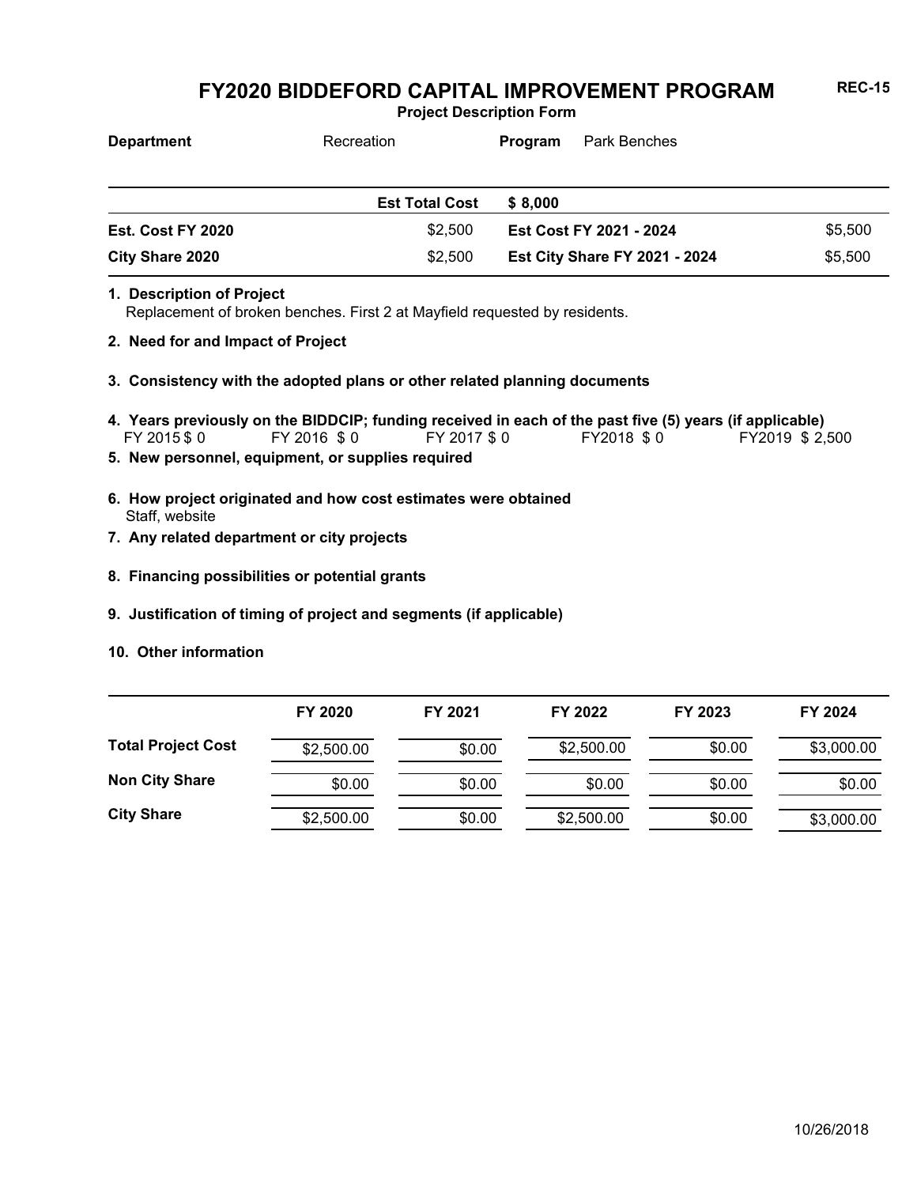# FY2020 BIDDEFORD CAPITAL IMPROVEMENT PROGRAM

**REC-15**

**Project Description Form**

| **Department** | Recreation | **Program** | Park Benches |
|---|---|---|---|

| | **Est Total Cost** | **$ 8,000** | |
|---|---|---|---|
| **Est. Cost FY 2020** | $2,500 | **Est Cost FY 2021 - 2024** | $5,500 |
| **City Share 2020** | $2,500 | **Est City Share FY 2021 - 2024** | $5,500 |

**1. Description of Project**

Replacement of broken benches. First 2 at Mayfield requested by residents.

**2. Need for and Impact of Project**

**3. Consistency with the adopted plans or other related planning documents**

**4. Years previously on the BIDDCIP; funding received in each of the past five (5) years (if applicable)**

FY 2015 $ 0 FY 2016 $ 0 FY 2017 $ 0 FY2018 $ 0 FY2019 $ 2,500

**5. New personnel, equipment, or supplies required**

**6. How project originated and how cost estimates were obtained**

Staff, website

**7. Any related department or city projects**

**8. Financing possibilities or potential grants**

**9. Justification of timing of project and segments (if applicable)**

**10. Other information**

| | FY 2020 | FY 2021 | FY 2022 | FY 2023 | FY 2024 |
|---|---|---|---|---|---|
| **Total Project Cost** | $2,500.00 | $0.00 | $2,500.00 | $0.00 | $3,000.00 |
| **Non City Share** | $0.00 | $0.00 | $0.00 | $0.00 | $0.00 |
| **City Share** | $2,500.00 | $0.00 | $2,500.00 | $0.00 | $3,000.00 |

10/26/2018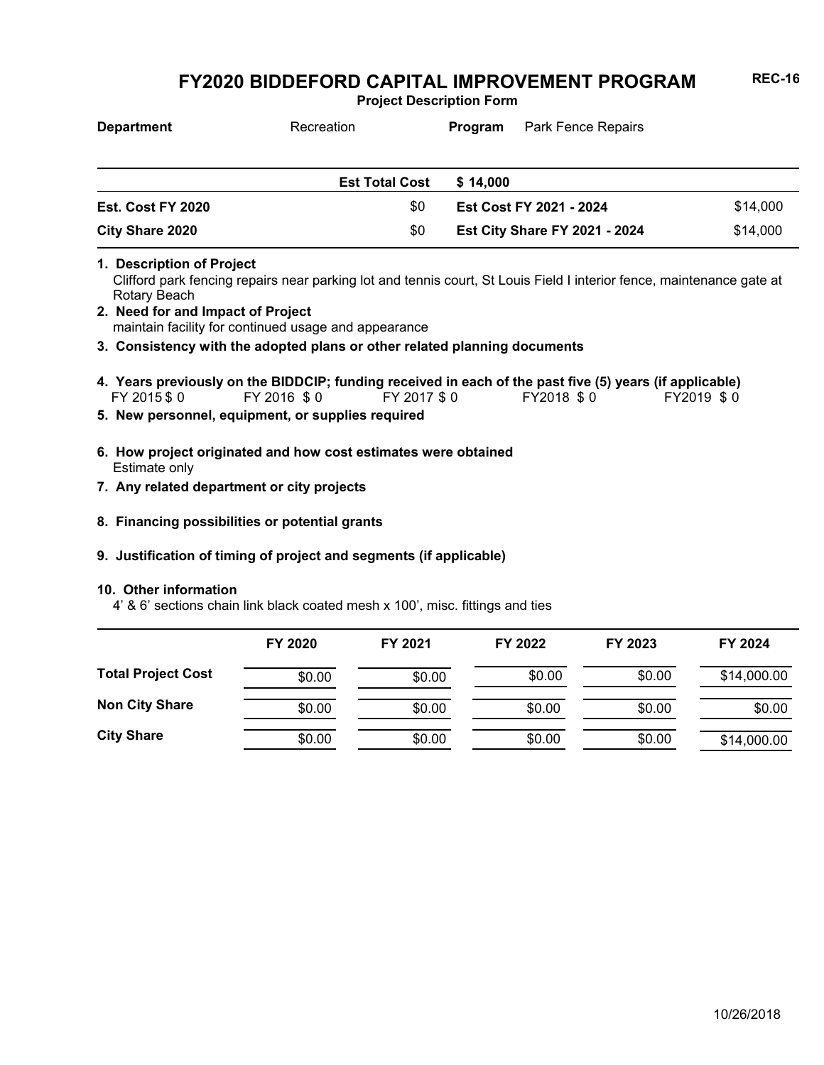# FY2020 BIDDEFORD CAPITAL IMPROVEMENT PROGRAM

**REC-16**

**Project Description Form**

**Department** Recreation **Program** Park Fence Repairs

| | | | |
|---|---|---|---|
| | **Est Total Cost** | **$ 14,000** | |
| **Est. Cost FY 2020** | $0 | **Est Cost FY 2021 - 2024** | $14,000 |
| **City Share 2020** | $0 | **Est City Share FY 2021 - 2024** | $14,000 |

**1. Description of Project**
Clifford park fencing repairs near parking lot and tennis court, St Louis Field I interior fence, maintenance gate at Rotary Beach

**2. Need for and Impact of Project**
maintain facility for continued usage and appearance

**3. Consistency with the adopted plans or other related planning documents**

**4. Years previously on the BIDDCIP; funding received in each of the past five (5) years (if applicable)**
FY 2015 $ 0 FY 2016 $ 0 FY 2017 $ 0 FY2018 $ 0 FY2019 $ 0

**5. New personnel, equipment, or supplies required**

**6. How project originated and how cost estimates were obtained**
Estimate only

**7. Any related department or city projects**

**8. Financing possibilities or potential grants**

**9. Justification of timing of project and segments (if applicable)**

**10. Other information**
4' & 6' sections chain link black coated mesh x 100', misc. fittings and ties

| | FY 2020 | FY 2021 | FY 2022 | FY 2023 | FY 2024 |
|---|---|---|---|---|---|
| **Total Project Cost** | $0.00 | $0.00 | $0.00 | $0.00 | $14,000.00 |
| **Non City Share** | $0.00 | $0.00 | $0.00 | $0.00 | $0.00 |
| **City Share** | $0.00 | $0.00 | $0.00 | $0.00 | $14,000.00 |

10/26/2018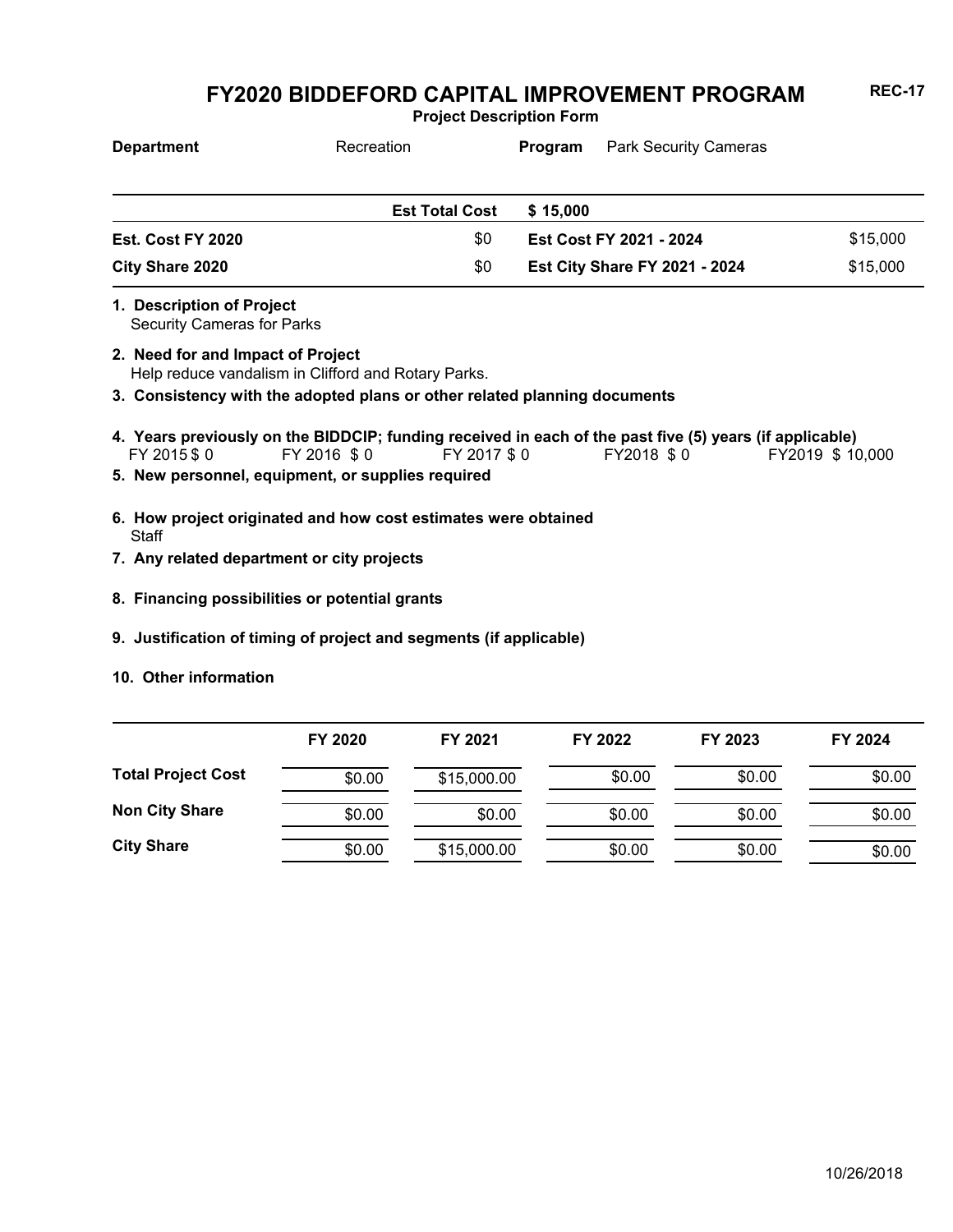# FY2020 BIDDEFORD CAPITAL IMPROVEMENT PROGRAM

**REC-17**

**Project Description Form**

| **Department** | Recreation | **Program** | Park Security Cameras |
|---|---|---|---|

| | | | |
|---|---|---|---|
| | **Est Total Cost** | **$ 15,000** | |
| **Est. Cost FY 2020** | $0 | **Est Cost FY 2021 - 2024** | $15,000 |
| **City Share 2020** | $0 | **Est City Share FY 2021 - 2024** | $15,000 |

**1. Description of Project**
Security Cameras for Parks

**2. Need for and Impact of Project**
Help reduce vandalism in Clifford and Rotary Parks.

**3. Consistency with the adopted plans or other related planning documents**

**4. Years previously on the BIDDCIP; funding received in each of the past five (5) years (if applicable)**
FY 2015 $ 0 FY 2016 $ 0 FY 2017 $ 0 FY2018 $ 0 FY2019 $ 10,000

**5. New personnel, equipment, or supplies required**

**6. How project originated and how cost estimates were obtained**
Staff

**7. Any related department or city projects**

**8. Financing possibilities or potential grants**

**9. Justification of timing of project and segments (if applicable)**

**10. Other information**

| | FY 2020 | FY 2021 | FY 2022 | FY 2023 | FY 2024 |
|---|---|---|---|---|---|
| **Total Project Cost** | $0.00 | $15,000.00 | $0.00 | $0.00 | $0.00 |
| **Non City Share** | $0.00 | $0.00 | $0.00 | $0.00 | $0.00 |
| **City Share** | $0.00 | $15,000.00 | $0.00 | $0.00 | $0.00 |

10/26/2018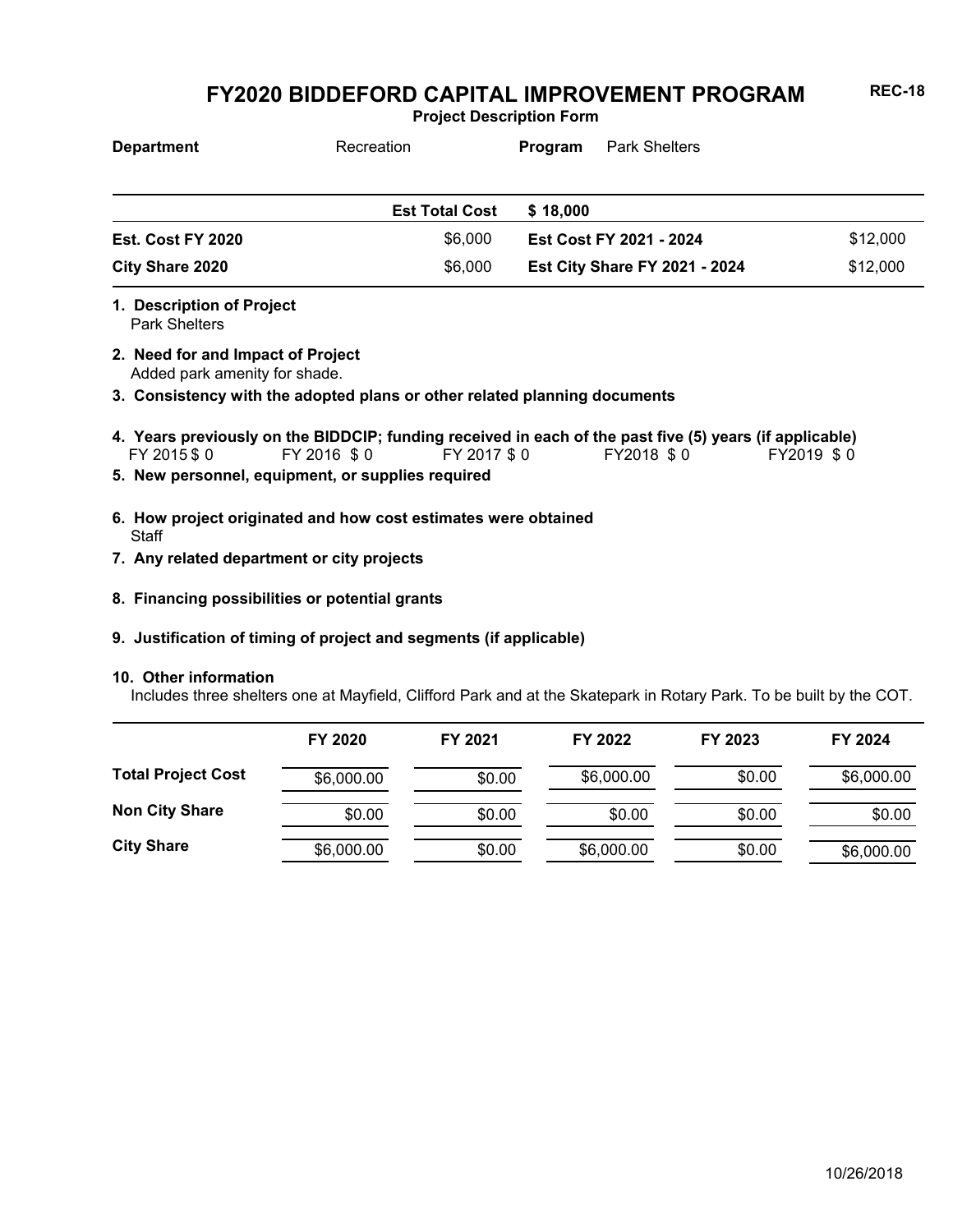# FY2020 BIDDEFORD CAPITAL IMPROVEMENT PROGRAM

**REC-18**

**Project Description Form**

| **Department** | Recreation | **Program** | Park Shelters |
|---|---|---|---|

| | **Est Total Cost** | **$ 18,000** | |
|---|---|---|---|
| **Est. Cost FY 2020** | $6,000 | **Est Cost FY 2021 - 2024** | $12,000 |
| **City Share 2020** | $6,000 | **Est City Share FY 2021 - 2024** | $12,000 |

**1. Description of Project**
Park Shelters

**2. Need for and Impact of Project**
Added park amenity for shade.

**3. Consistency with the adopted plans or other related planning documents**

**4. Years previously on the BIDDCIP; funding received in each of the past five (5) years (if applicable)**
FY 2015 $ 0 FY 2016 $ 0 FY 2017 $ 0 FY2018 $ 0 FY2019 $ 0

**5. New personnel, equipment, or supplies required**

**6. How project originated and how cost estimates were obtained**
Staff

**7. Any related department or city projects**

**8. Financing possibilities or potential grants**

**9. Justification of timing of project and segments (if applicable)**

**10. Other information**
Includes three shelters one at Mayfield, Clifford Park and at the Skatepark in Rotary Park. To be built by the COT.

| | FY 2020 | FY 2021 | FY 2022 | FY 2023 | FY 2024 |
|---|---|---|---|---|---|
| **Total Project Cost** | $6,000.00 | $0.00 | $6,000.00 | $0.00 | $6,000.00 |
| **Non City Share** | $0.00 | $0.00 | $0.00 | $0.00 | $0.00 |
| **City Share** | $6,000.00 | $0.00 | $6,000.00 | $0.00 | $6,000.00 |

10/26/2018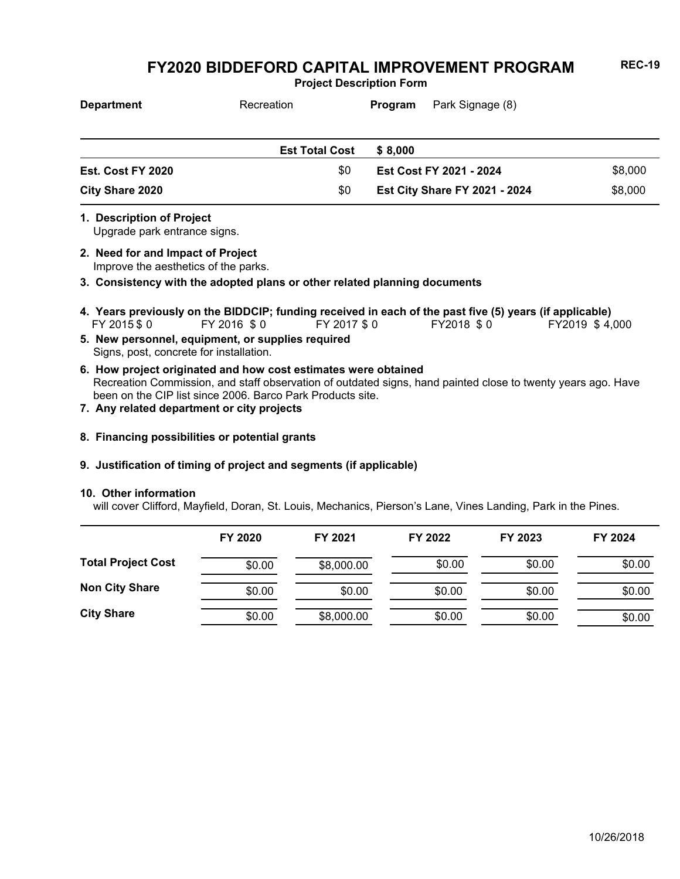# FY2020 BIDDEFORD CAPITAL IMPROVEMENT PROGRAM

**REC-19**

**Project Description Form**

| **Department** | Recreation | **Program** | Park Signage (8) |
|---|---|---|---|

| | **Est Total Cost** | **$ 8,000** | |
|---|---|---|---|
| **Est. Cost FY 2020** | $0 | **Est Cost FY 2021 - 2024** | $8,000 |
| **City Share 2020** | $0 | **Est City Share FY 2021 - 2024** | $8,000 |

**1. Description of Project**
Upgrade park entrance signs.

**2. Need for and Impact of Project**
Improve the aesthetics of the parks.

**3. Consistency with the adopted plans or other related planning documents**

**4. Years previously on the BIDDCIP; funding received in each of the past five (5) years (if applicable)**
FY 2015 $ 0 FY 2016 $ 0 FY 2017 $ 0 FY2018 $ 0 FY2019 $ 4,000

**5. New personnel, equipment, or supplies required**
Signs, post, concrete for installation.

**6. How project originated and how cost estimates were obtained**
Recreation Commission, and staff observation of outdated signs, hand painted close to twenty years ago. Have been on the CIP list since 2006. Barco Park Products site.

**7. Any related department or city projects**

**8. Financing possibilities or potential grants**

**9. Justification of timing of project and segments (if applicable)**

**10. Other information**
will cover Clifford, Mayfield, Doran, St. Louis, Mechanics, Pierson's Lane, Vines Landing, Park in the Pines.

| | FY 2020 | FY 2021 | FY 2022 | FY 2023 | FY 2024 |
|---|---|---|---|---|---|
| **Total Project Cost** | $0.00 | $8,000.00 | $0.00 | $0.00 | $0.00 |
| **Non City Share** | $0.00 | $0.00 | $0.00 | $0.00 | $0.00 |
| **City Share** | $0.00 | $8,000.00 | $0.00 | $0.00 | $0.00 |

10/26/2018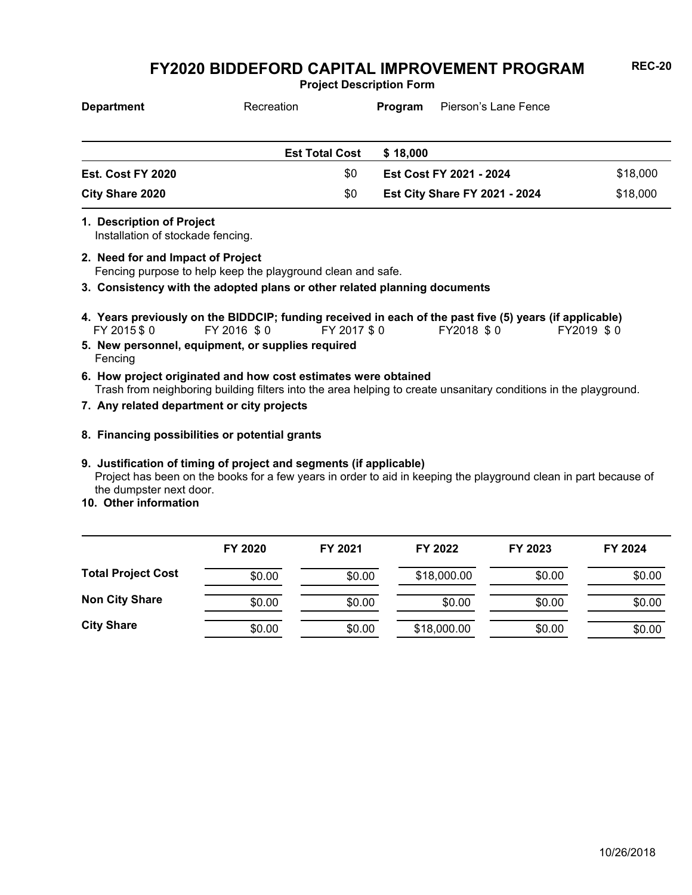# FY2020 BIDDEFORD CAPITAL IMPROVEMENT PROGRAM

**REC-20**

**Project Description Form**

| **Department** | Recreation | **Program** | Pierson's Lane Fence |
|---|---|---|---|

| | | | |
|---|---|---|---|
| | **Est Total Cost** | **$ 18,000** | |
| **Est. Cost FY 2020** | $0 | **Est Cost FY 2021 - 2024** | $18,000 |
| **City Share 2020** | $0 | **Est City Share FY 2021 - 2024** | $18,000 |

**1. Description of Project**
Installation of stockade fencing.

**2. Need for and Impact of Project**
Fencing purpose to help keep the playground clean and safe.

**3. Consistency with the adopted plans or other related planning documents**

**4. Years previously on the BIDDCIP; funding received in each of the past five (5) years (if applicable)**
FY 2015 $ 0 FY 2016 $ 0 FY 2017 $ 0 FY2018 $ 0 FY2019 $ 0

**5. New personnel, equipment, or supplies required**
Fencing

**6. How project originated and how cost estimates were obtained**
Trash from neighboring building filters into the area helping to create unsanitary conditions in the playground.

**7. Any related department or city projects**

**8. Financing possibilities or potential grants**

**9. Justification of timing of project and segments (if applicable)**
Project has been on the books for a few years in order to aid in keeping the playground clean in part because of the dumpster next door.

**10. Other information**

| | FY 2020 | FY 2021 | FY 2022 | FY 2023 | FY 2024 |
|---|---|---|---|---|---|
| **Total Project Cost** | $0.00 | $0.00 | $18,000.00 | $0.00 | $0.00 |
| **Non City Share** | $0.00 | $0.00 | $0.00 | $0.00 | $0.00 |
| **City Share** | $0.00 | $0.00 | $18,000.00 | $0.00 | $0.00 |

10/26/2018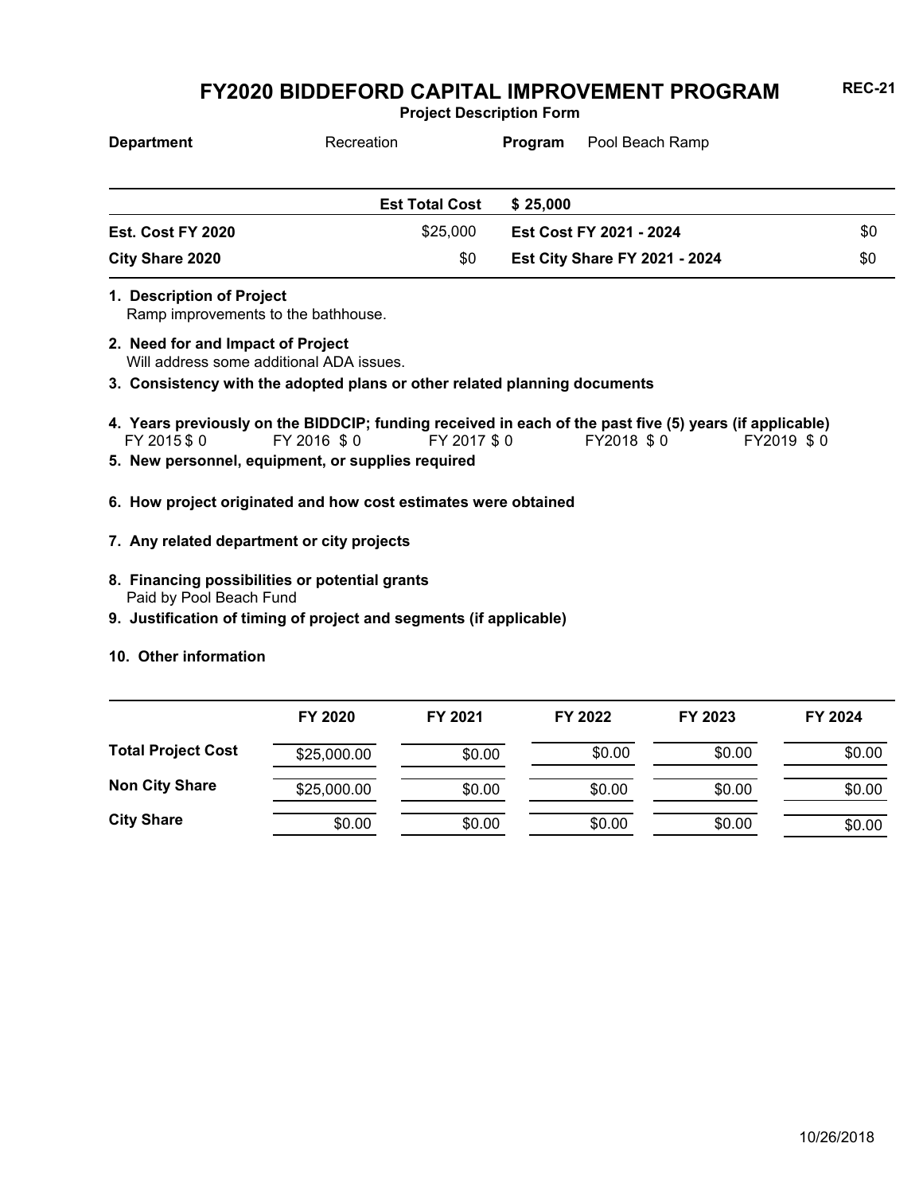# FY2020 BIDDEFORD CAPITAL IMPROVEMENT PROGRAM

**REC-21**

**Project Description Form**

| **Department** | Recreation | **Program** | Pool Beach Ramp |
|---|---|---|---|

| | **Est Total Cost** | **$ 25,000** | |
|---|---|---|---|
| **Est. Cost FY 2020** | $25,000 | **Est Cost FY 2021 - 2024** | $0 |
| **City Share 2020** | $0 | **Est City Share FY 2021 - 2024** | $0 |

**1. Description of Project**
Ramp improvements to the bathhouse.

**2. Need for and Impact of Project**
Will address some additional ADA issues.

**3. Consistency with the adopted plans or other related planning documents**

**4. Years previously on the BIDDCIP; funding received in each of the past five (5) years (if applicable)**
FY 2015 $ 0    FY 2016 $ 0    FY 2017 $ 0    FY2018 $ 0    FY2019 $ 0

**5. New personnel, equipment, or supplies required**

**6. How project originated and how cost estimates were obtained**

**7. Any related department or city projects**

**8. Financing possibilities or potential grants**
Paid by Pool Beach Fund

**9. Justification of timing of project and segments (if applicable)**

**10. Other information**

| | FY 2020 | FY 2021 | FY 2022 | FY 2023 | FY 2024 |
|---|---|---|---|---|---|
| **Total Project Cost** | $25,000.00 | $0.00 | $0.00 | $0.00 | $0.00 |
| **Non City Share** | $25,000.00 | $0.00 | $0.00 | $0.00 | $0.00 |
| **City Share** | $0.00 | $0.00 | $0.00 | $0.00 | $0.00 |

10/26/2018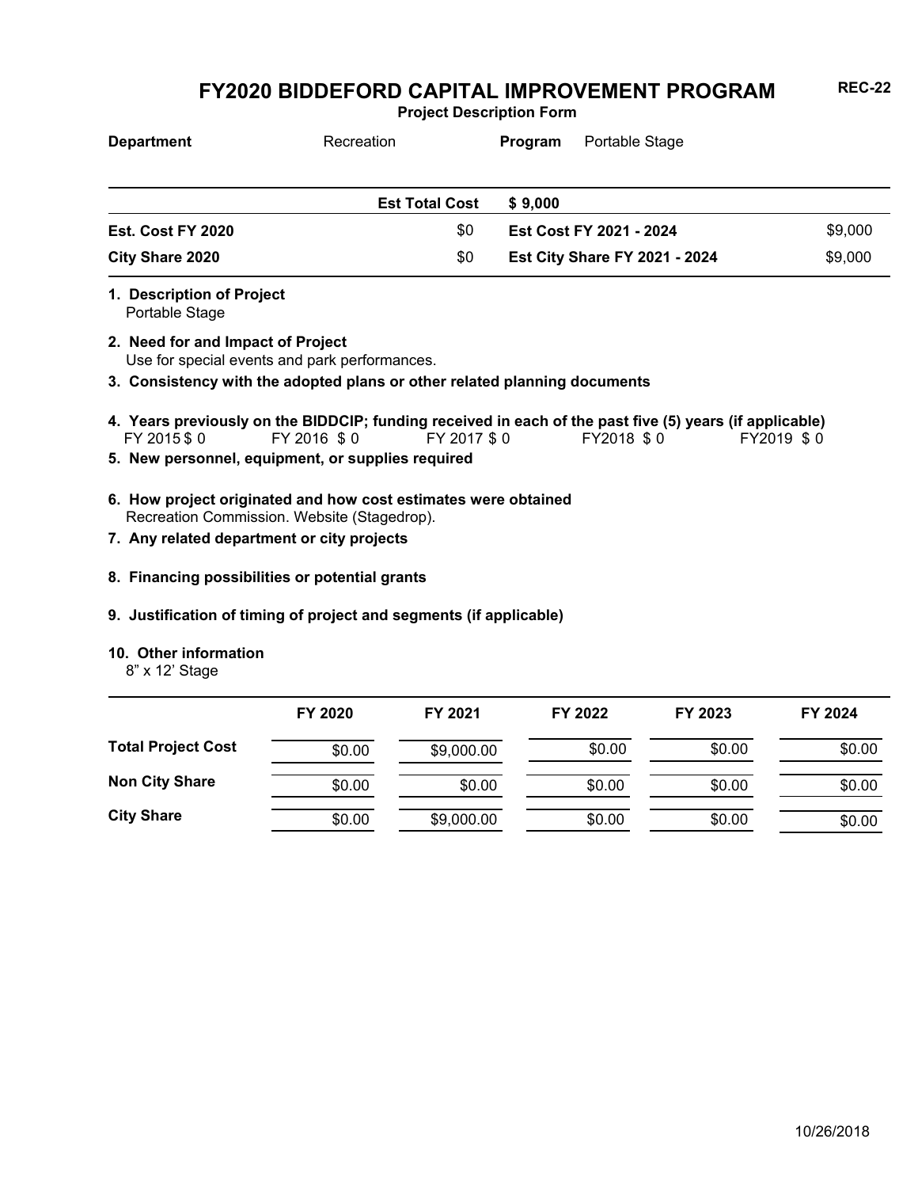# FY2020 BIDDEFORD CAPITAL IMPROVEMENT PROGRAM

**REC-22**

**Project Description Form**

**Department** Recreation **Program** Portable Stage

| | | | |
|---|---|---|---|
| | **Est Total Cost** | **$ 9,000** | |
| **Est. Cost FY 2020** | $0 | **Est Cost FY 2021 - 2024** | $9,000 |
| **City Share 2020** | $0 | **Est City Share FY 2021 - 2024** | $9,000 |

**1. Description of Project**
Portable Stage

**2. Need for and Impact of Project**
Use for special events and park performances.

**3. Consistency with the adopted plans or other related planning documents**

**4. Years previously on the BIDDCIP; funding received in each of the past five (5) years (if applicable)**
FY 2015 $ 0 FY 2016 $ 0 FY 2017 $ 0 FY2018 $ 0 FY2019 $ 0

**5. New personnel, equipment, or supplies required**

**6. How project originated and how cost estimates were obtained**
Recreation Commission. Website (Stagedrop).

**7. Any related department or city projects**

**8. Financing possibilities or potential grants**

**9. Justification of timing of project and segments (if applicable)**

**10. Other information**
8" x 12' Stage

| | FY 2020 | FY 2021 | FY 2022 | FY 2023 | FY 2024 |
|---|---|---|---|---|---|
| **Total Project Cost** | $0.00 | $9,000.00 | $0.00 | $0.00 | $0.00 |
| **Non City Share** | $0.00 | $0.00 | $0.00 | $0.00 | $0.00 |
| **City Share** | $0.00 | $9,000.00 | $0.00 | $0.00 | $0.00 |

10/26/2018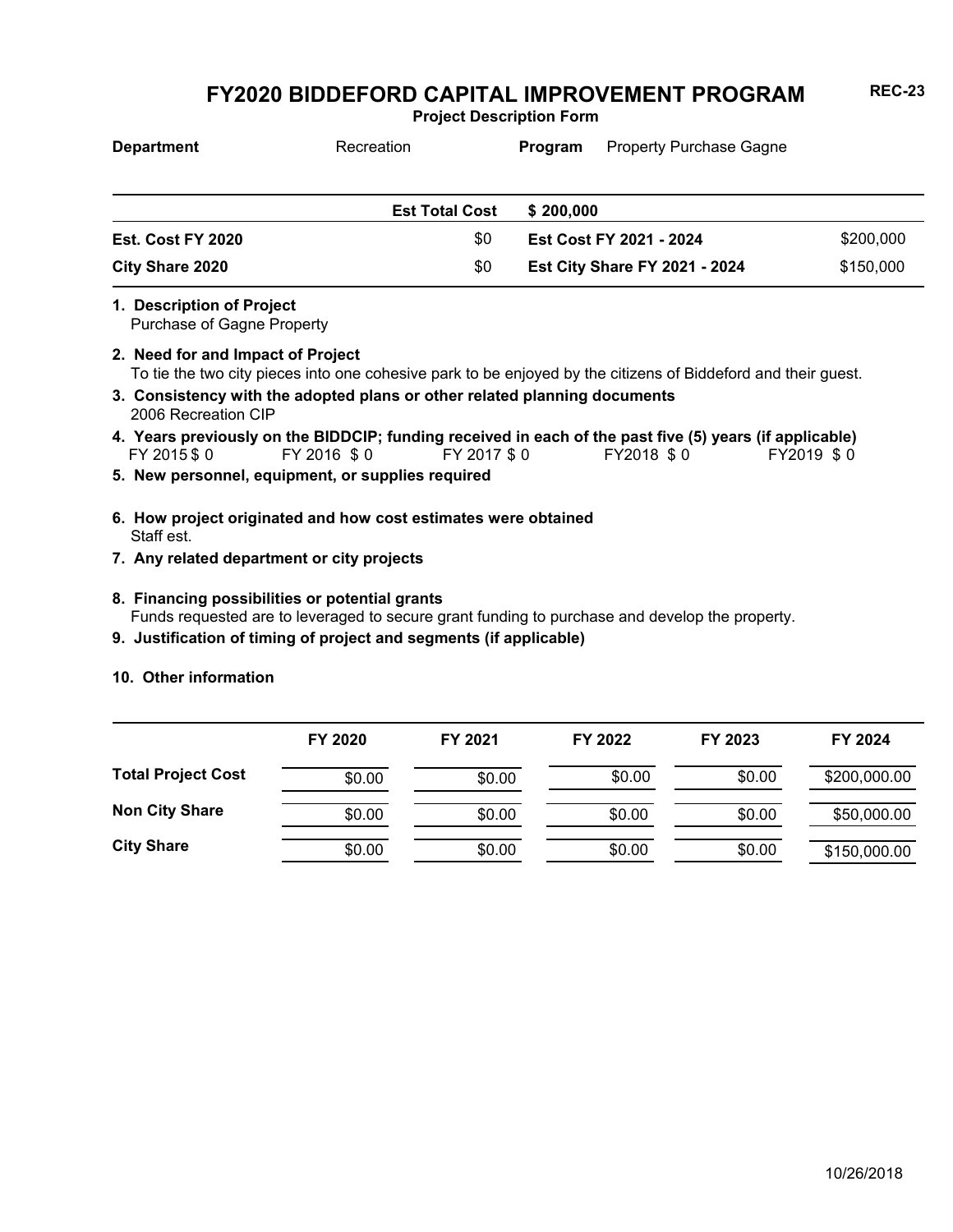# FY2020 BIDDEFORD CAPITAL IMPROVEMENT PROGRAM

**REC-23**

**Project Description Form**

**Department** Recreation **Program** Property Purchase Gagne

| | Est Total Cost | $ 200,000 | |
|---|---|---|---|
| **Est. Cost FY 2020** | $0 | **Est Cost FY 2021 - 2024** | $200,000 |
| **City Share 2020** | $0 | **Est City Share FY 2021 - 2024** | $150,000 |

**1. Description of Project**
Purchase of Gagne Property

**2. Need for and Impact of Project**
To tie the two city pieces into one cohesive park to be enjoyed by the citizens of Biddeford and their guest.

**3. Consistency with the adopted plans or other related planning documents**
2006 Recreation CIP

**4. Years previously on the BIDDCIP; funding received in each of the past five (5) years (if applicable)**
FY 2015 $ 0 FY 2016 $ 0 FY 2017 $ 0 FY2018 $ 0 FY2019 $ 0

**5. New personnel, equipment, or supplies required**

**6. How project originated and how cost estimates were obtained**
Staff est.

**7. Any related department or city projects**

**8. Financing possibilities or potential grants**
Funds requested are to leveraged to secure grant funding to purchase and develop the property.

**9. Justification of timing of project and segments (if applicable)**

**10. Other information**

| | FY 2020 | FY 2021 | FY 2022 | FY 2023 | FY 2024 |
|---|---|---|---|---|---|
| **Total Project Cost** | $0.00 | $0.00 | $0.00 | $0.00 | $200,000.00 |
| **Non City Share** | $0.00 | $0.00 | $0.00 | $0.00 | $50,000.00 |
| **City Share** | $0.00 | $0.00 | $0.00 | $0.00 | $150,000.00 |

10/26/2018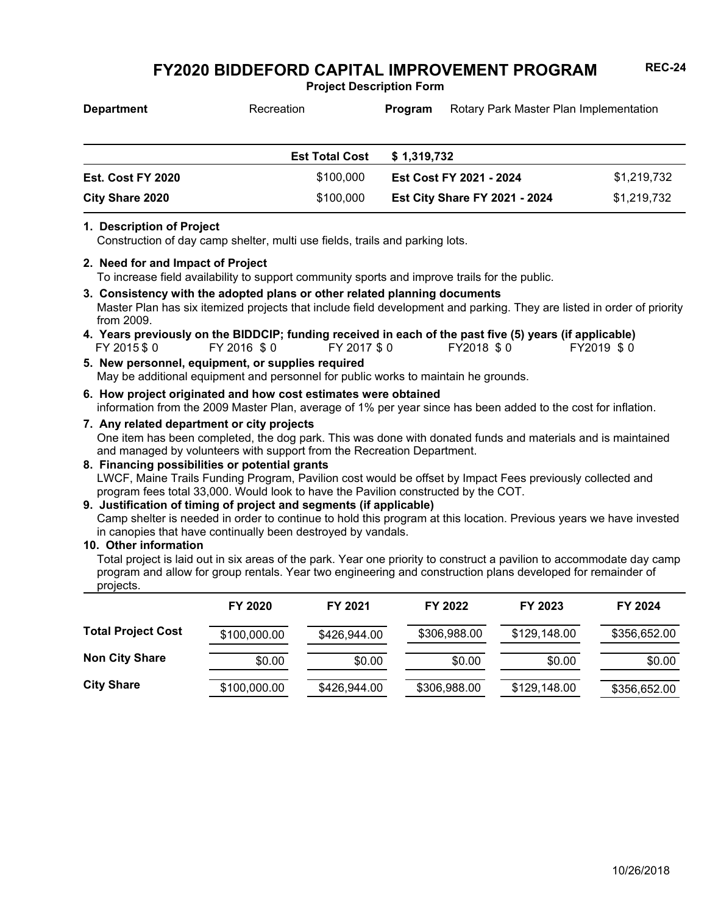# FY2020 BIDDEFORD CAPITAL IMPROVEMENT PROGRAM

REC-24

**Project Description Form**

| **Department** | Recreation | **Program** | Rotary Park Master Plan Implementation |
|---|---|---|---|

| | **Est Total Cost** | **$ 1,319,732** | |
|---|---|---|---|
| **Est. Cost FY 2020** | $100,000 | **Est Cost FY 2021 - 2024** | $1,219,732 |
| **City Share 2020** | $100,000 | **Est City Share FY 2021 - 2024** | $1,219,732 |

**1. Description of Project**

Construction of day camp shelter, multi use fields, trails and parking lots.

**2. Need for and Impact of Project**

To increase field availability to support community sports and improve trails for the public.

**3. Consistency with the adopted plans or other related planning documents**

Master Plan has six itemized projects that include field development and parking. They are listed in order of priority from 2009.

**4. Years previously on the BIDDCIP; funding received in each of the past five (5) years (if applicable)**

FY 2015 $ 0 FY 2016 $ 0 FY 2017 $ 0 FY2018 $ 0 FY2019 $ 0

**5. New personnel, equipment, or supplies required**

May be additional equipment and personnel for public works to maintain he grounds.

**6. How project originated and how cost estimates were obtained**

information from the 2009 Master Plan, average of 1% per year since has been added to the cost for inflation.

**7. Any related department or city projects**

One item has been completed, the dog park. This was done with donated funds and materials and is maintained and managed by volunteers with support from the Recreation Department.

**8. Financing possibilities or potential grants**

LWCF, Maine Trails Funding Program, Pavilion cost would be offset by Impact Fees previously collected and program fees total 33,000. Would look to have the Pavilion constructed by the COT.

**9. Justification of timing of project and segments (if applicable)**

Camp shelter is needed in order to continue to hold this program at this location. Previous years we have invested in canopies that have continually been destroyed by vandals.

**10. Other information**

Total project is laid out in six areas of the park. Year one priority to construct a pavilion to accommodate day camp program and allow for group rentals. Year two engineering and construction plans developed for remainder of projects.

| | FY 2020 | FY 2021 | FY 2022 | FY 2023 | FY 2024 |
|---|---|---|---|---|---|
| **Total Project Cost** | $100,000.00 | $426,944.00 | $306,988.00 | $129,148.00 | $356,652.00 |
| **Non City Share** | $0.00 | $0.00 | $0.00 | $0.00 | $0.00 |
| **City Share** | $100,000.00 | $426,944.00 | $306,988.00 | $129,148.00 | $356,652.00 |

10/26/2018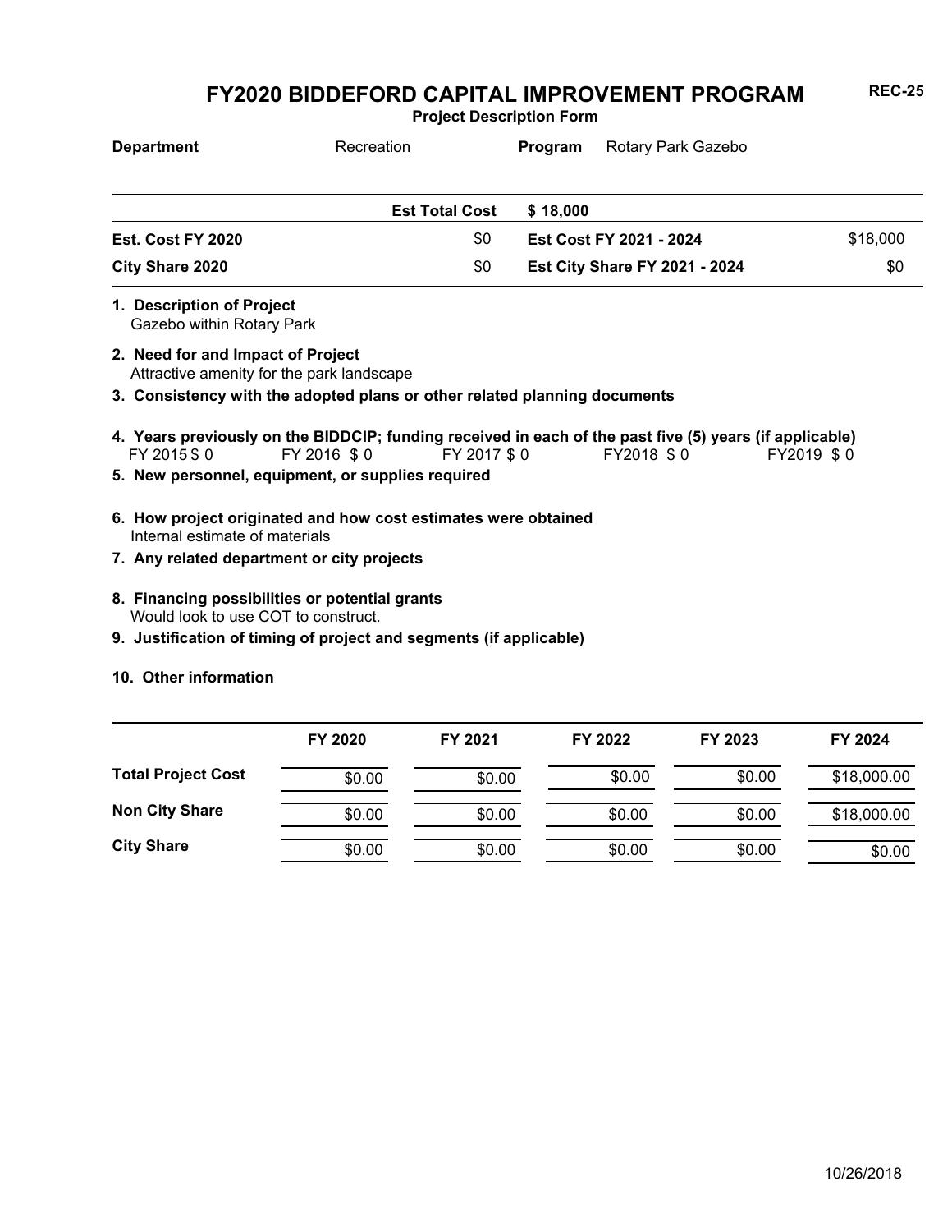# FY2020 BIDDEFORD CAPITAL IMPROVEMENT PROGRAM

**Project Description Form**

REC-25

| **Department** | Recreation | **Program** | Rotary Park Gazebo |
|---|---|---|---|

| | **Est Total Cost** | **$ 18,000** | |
|---|---|---|---|
| **Est. Cost FY 2020** | $0 | **Est Cost FY 2021 - 2024** | $18,000 |
| **City Share 2020** | $0 | **Est City Share FY 2021 - 2024** | $0 |

**1. Description of Project**
Gazebo within Rotary Park

**2. Need for and Impact of Project**
Attractive amenity for the park landscape

**3. Consistency with the adopted plans or other related planning documents**

**4. Years previously on the BIDDCIP; funding received in each of the past five (5) years (if applicable)**
FY 2015 $ 0 FY 2016 $ 0 FY 2017 $ 0 FY2018 $ 0 FY2019 $ 0

**5. New personnel, equipment, or supplies required**

**6. How project originated and how cost estimates were obtained**
Internal estimate of materials

**7. Any related department or city projects**

**8. Financing possibilities or potential grants**
Would look to use COT to construct.

**9. Justification of timing of project and segments (if applicable)**

**10. Other information**

| | FY 2020 | FY 2021 | FY 2022 | FY 2023 | FY 2024 |
|---|---|---|---|---|---|
| **Total Project Cost** | $0.00 | $0.00 | $0.00 | $0.00 | $18,000.00 |
| **Non City Share** | $0.00 | $0.00 | $0.00 | $0.00 | $18,000.00 |
| **City Share** | $0.00 | $0.00 | $0.00 | $0.00 | $0.00 |

10/26/2018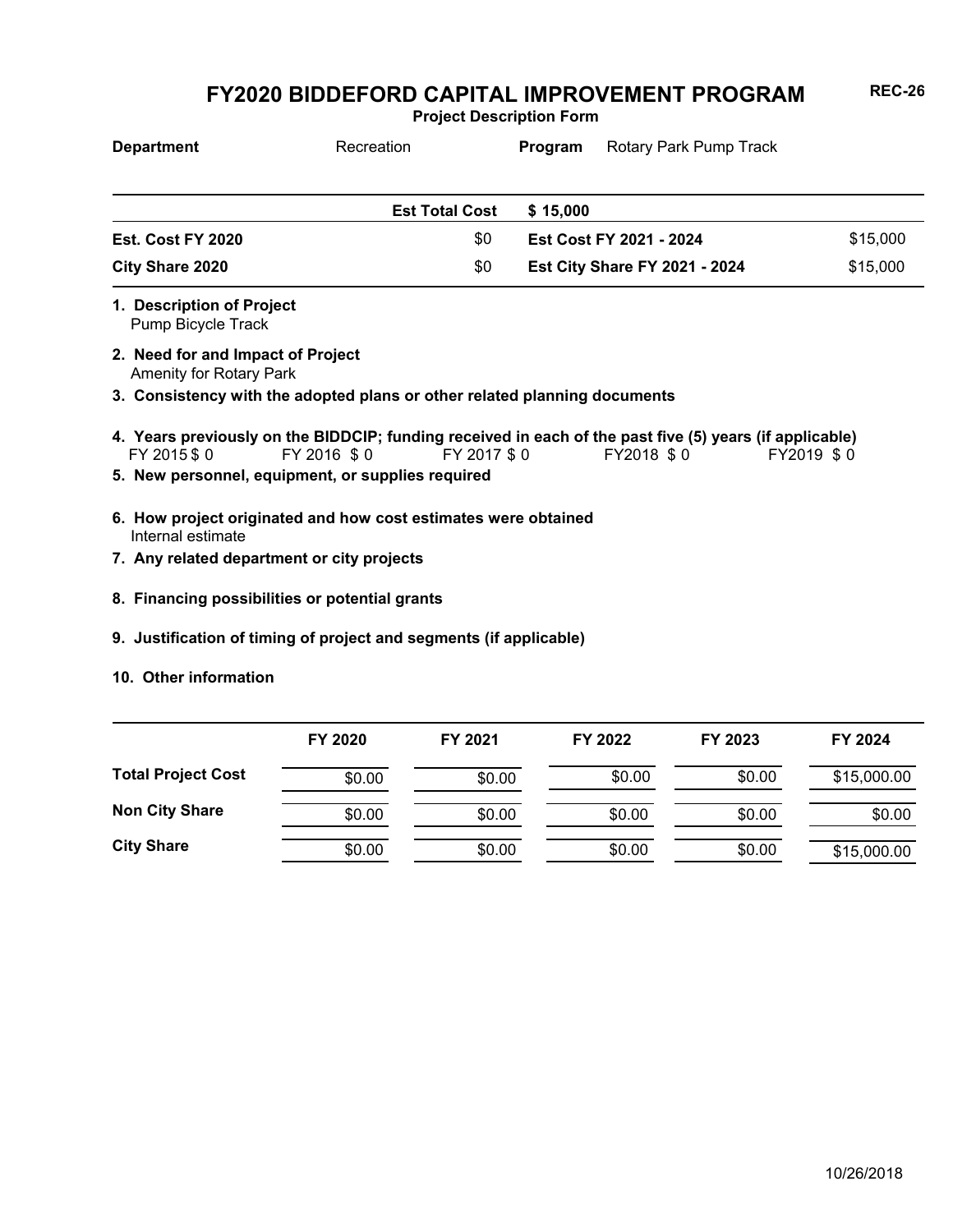# FY2020 BIDDEFORD CAPITAL IMPROVEMENT PROGRAM

**REC-26**

**Project Description Form**

| **Department** | Recreation | **Program** | Rotary Park Pump Track |
|---|---|---|---|

| | | | |
|---|---|---|---|
| | **Est Total Cost** | **$ 15,000** | |
| **Est. Cost FY 2020** | $0 | **Est Cost FY 2021 - 2024** | $15,000 |
| **City Share 2020** | $0 | **Est City Share FY 2021 - 2024** | $15,000 |

**1. Description of Project**
Pump Bicycle Track

**2. Need for and Impact of Project**
Amenity for Rotary Park

**3. Consistency with the adopted plans or other related planning documents**

**4. Years previously on the BIDDCIP; funding received in each of the past five (5) years (if applicable)**
FY 2015 $ 0 FY 2016 $ 0 FY 2017 $ 0 FY2018 $ 0 FY2019 $ 0

**5. New personnel, equipment, or supplies required**

**6. How project originated and how cost estimates were obtained**
Internal estimate

**7. Any related department or city projects**

**8. Financing possibilities or potential grants**

**9. Justification of timing of project and segments (if applicable)**

**10. Other information**

| | FY 2020 | FY 2021 | FY 2022 | FY 2023 | FY 2024 |
|---|---|---|---|---|---|
| **Total Project Cost** | $0.00 | $0.00 | $0.00 | $0.00 | $15,000.00 |
| **Non City Share** | $0.00 | $0.00 | $0.00 | $0.00 | $0.00 |
| **City Share** | $0.00 | $0.00 | $0.00 | $0.00 | $15,000.00 |

10/26/2018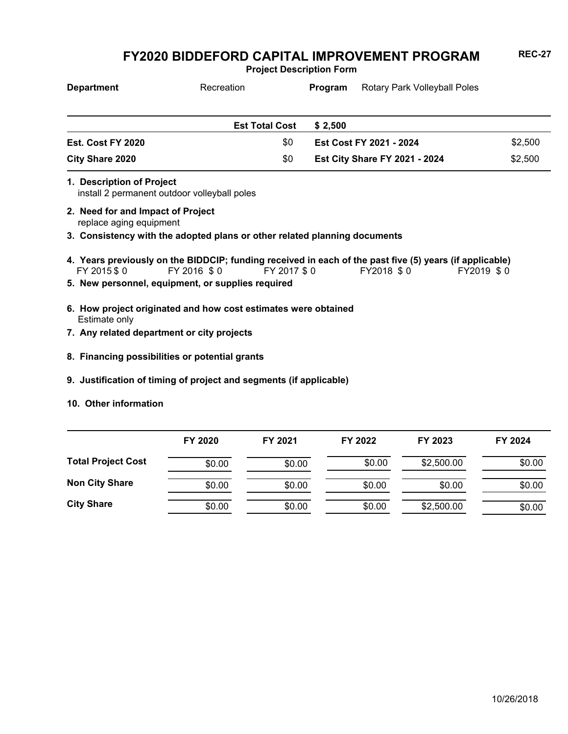# FY2020 BIDDEFORD CAPITAL IMPROVEMENT PROGRAM

**REC-27**

**Project Description Form**

**Department** Recreation **Program** Rotary Park Volleyball Poles

| | | | |
|---|---|---|---|
| | **Est Total Cost** | **$ 2,500** | |
| **Est. Cost FY 2020** | $0 | **Est Cost FY 2021 - 2024** | $2,500 |
| **City Share 2020** | $0 | **Est City Share FY 2021 - 2024** | $2,500 |

**1. Description of Project**
install 2 permanent outdoor volleyball poles

**2. Need for and Impact of Project**
replace aging equipment

**3. Consistency with the adopted plans or other related planning documents**

**4. Years previously on the BIDDCIP; funding received in each of the past five (5) years (if applicable)**
FY 2015 $ 0 FY 2016 $ 0 FY 2017 $ 0 FY2018 $ 0 FY2019 $ 0

**5. New personnel, equipment, or supplies required**

**6. How project originated and how cost estimates were obtained**
Estimate only

**7. Any related department or city projects**

**8. Financing possibilities or potential grants**

**9. Justification of timing of project and segments (if applicable)**

**10. Other information**

| | FY 2020 | FY 2021 | FY 2022 | FY 2023 | FY 2024 |
|---|---|---|---|---|---|
| **Total Project Cost** | $0.00 | $0.00 | $0.00 | $2,500.00 | $0.00 |
| **Non City Share** | $0.00 | $0.00 | $0.00 | $0.00 | $0.00 |
| **City Share** | $0.00 | $0.00 | $0.00 | $2,500.00 | $0.00 |

10/26/2018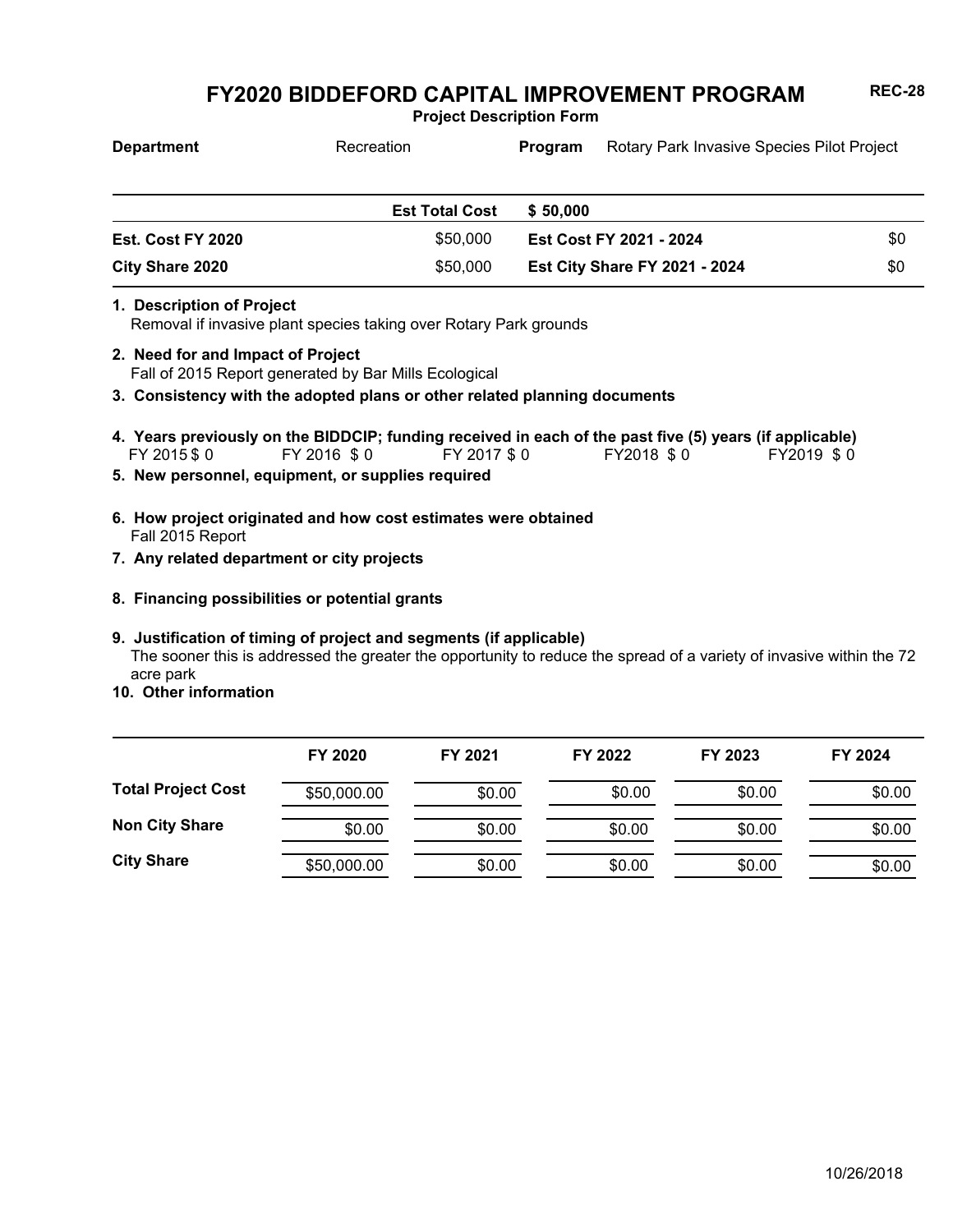# FY2020 BIDDEFORD CAPITAL IMPROVEMENT PROGRAM

REC-28

**Project Description Form**

**Department** Recreation **Program** Rotary Park Invasive Species Pilot Project

| | | | |
|---|---|---|---|
| | **Est Total Cost** | **$ 50,000** | |
| **Est. Cost FY 2020** | $50,000 | **Est Cost FY 2021 - 2024** | $0 |
| **City Share 2020** | $50,000 | **Est City Share FY 2021 - 2024** | $0 |

**1. Description of Project**
Removal if invasive plant species taking over Rotary Park grounds

**2. Need for and Impact of Project**
Fall of 2015 Report generated by Bar Mills Ecological

**3. Consistency with the adopted plans or other related planning documents**

**4. Years previously on the BIDDCIP; funding received in each of the past five (5) years (if applicable)**
FY 2015 $ 0 FY 2016 $ 0 FY 2017 $ 0 FY2018 $ 0 FY2019 $ 0

**5. New personnel, equipment, or supplies required**

**6. How project originated and how cost estimates were obtained**
Fall 2015 Report

**7. Any related department or city projects**

**8. Financing possibilities or potential grants**

**9. Justification of timing of project and segments (if applicable)**
The sooner this is addressed the greater the opportunity to reduce the spread of a variety of invasive within the 72 acre park

**10. Other information**

| | FY 2020 | FY 2021 | FY 2022 | FY 2023 | FY 2024 |
|---|---|---|---|---|---|
| **Total Project Cost** | $50,000.00 | $0.00 | $0.00 | $0.00 | $0.00 |
| **Non City Share** | $0.00 | $0.00 | $0.00 | $0.00 | $0.00 |
| **City Share** | $50,000.00 | $0.00 | $0.00 | $0.00 | $0.00 |

10/26/2018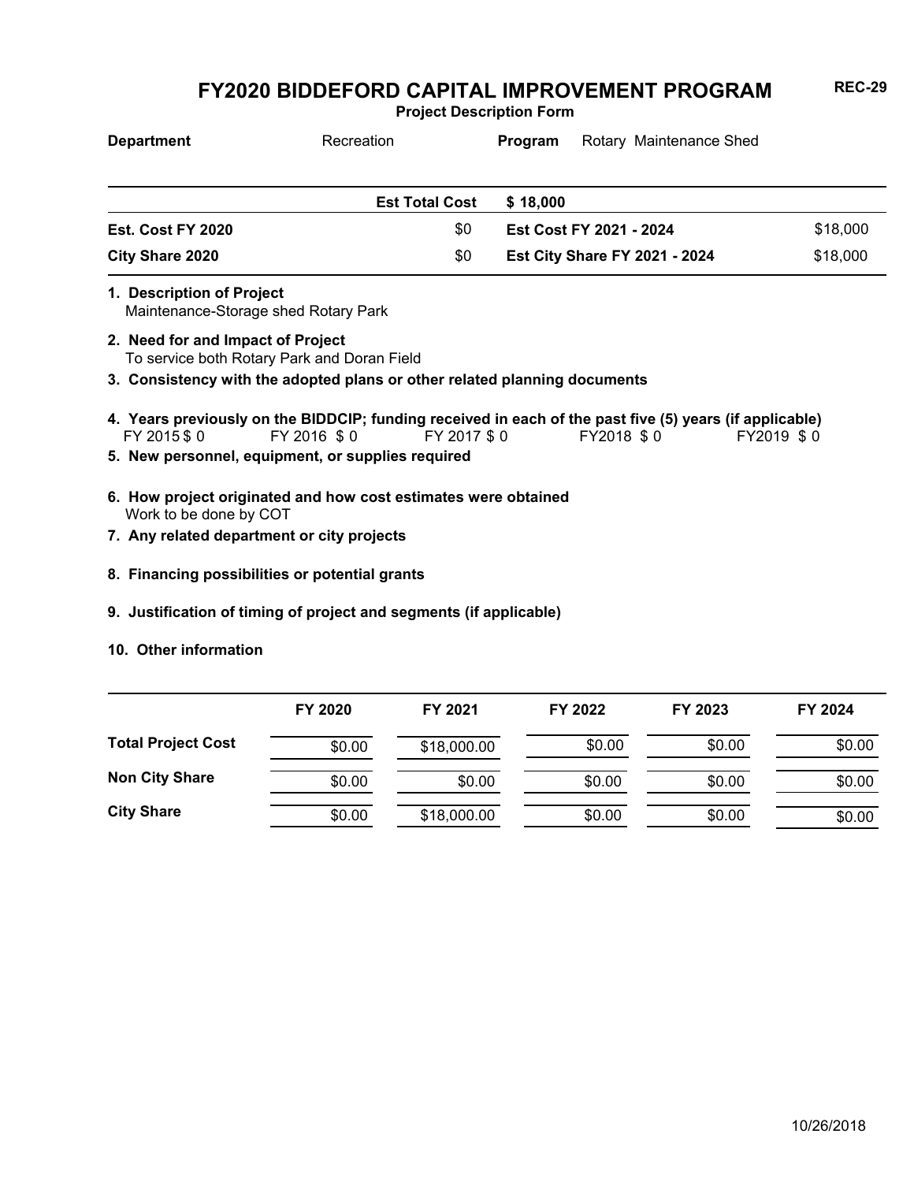# FY2020 BIDDEFORD CAPITAL IMPROVEMENT PROGRAM

**REC-29**

**Project Description Form**

| **Department** | Recreation | **Program** | Rotary Maintenance Shed |
|---|---|---|---|

| | **Est Total Cost** | **$ 18,000** | |
|---|---|---|---|
| **Est. Cost FY 2020** | $0 | **Est Cost FY 2021 - 2024** | $18,000 |
| **City Share 2020** | $0 | **Est City Share FY 2021 - 2024** | $18,000 |

**1. Description of Project**
Maintenance-Storage shed Rotary Park

**2. Need for and Impact of Project**
To service both Rotary Park and Doran Field

**3. Consistency with the adopted plans or other related planning documents**

**4. Years previously on the BIDDCIP; funding received in each of the past five (5) years (if applicable)**
FY 2015 $ 0 FY 2016 $ 0 FY 2017 $ 0 FY2018 $ 0 FY2019 $ 0

**5. New personnel, equipment, or supplies required**

**6. How project originated and how cost estimates were obtained**
Work to be done by COT

**7. Any related department or city projects**

**8. Financing possibilities or potential grants**

**9. Justification of timing of project and segments (if applicable)**

**10. Other information**

| | FY 2020 | FY 2021 | FY 2022 | FY 2023 | FY 2024 |
|---|---|---|---|---|---|
| **Total Project Cost** | $0.00 | $18,000.00 | $0.00 | $0.00 | $0.00 |
| **Non City Share** | $0.00 | $0.00 | $0.00 | $0.00 | $0.00 |
| **City Share** | $0.00 | $18,000.00 | $0.00 | $0.00 | $0.00 |

10/26/2018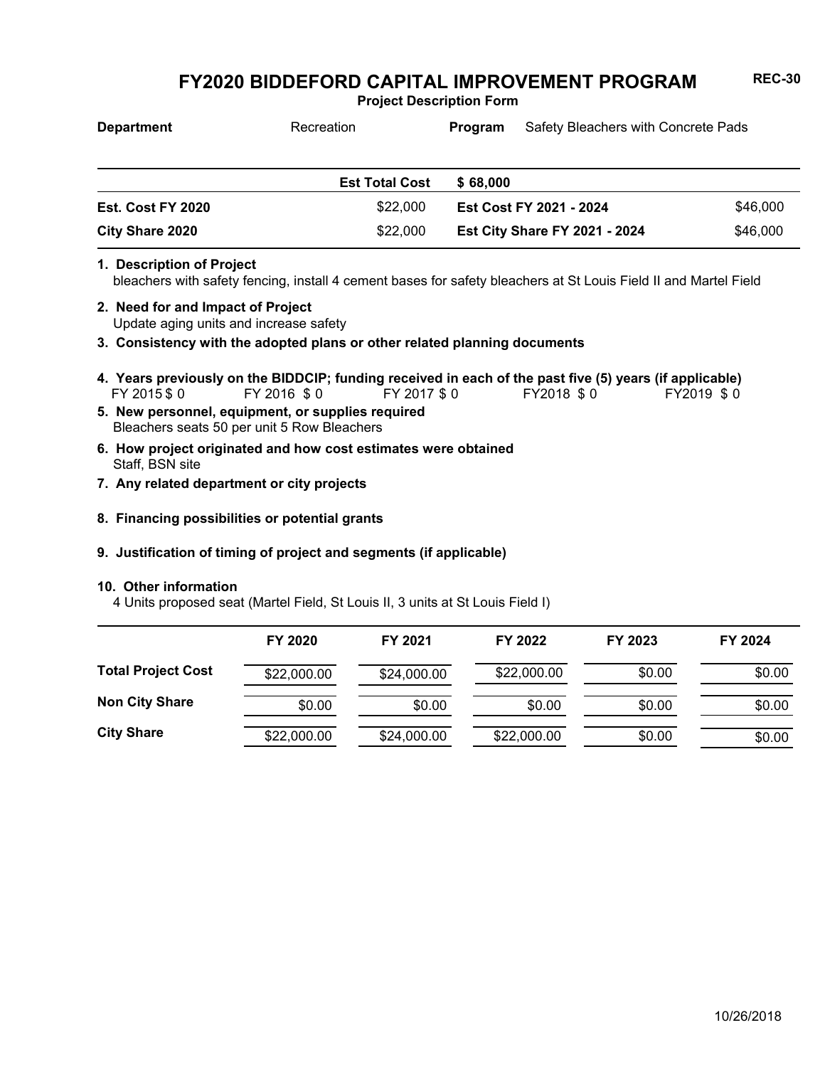# FY2020 BIDDEFORD CAPITAL IMPROVEMENT PROGRAM

**REC-30**

**Project Description Form**

**Department** Recreation **Program** Safety Bleachers with Concrete Pads

| | | | |
|---|---|---|---|
| | **Est Total Cost** | **$ 68,000** | |
| **Est. Cost FY 2020** | $22,000 | **Est Cost FY 2021 - 2024** | $46,000 |
| **City Share 2020** | $22,000 | **Est City Share FY 2021 - 2024** | $46,000 |

**1. Description of Project**
bleachers with safety fencing, install 4 cement bases for safety bleachers at St Louis Field II and Martel Field

**2. Need for and Impact of Project**
Update aging units and increase safety

**3. Consistency with the adopted plans or other related planning documents**

**4. Years previously on the BIDDCIP; funding received in each of the past five (5) years (if applicable)**
FY 2015 $ 0 FY 2016 $ 0 FY 2017 $ 0 FY2018 $ 0 FY2019 $ 0

**5. New personnel, equipment, or supplies required**
Bleachers seats 50 per unit 5 Row Bleachers

**6. How project originated and how cost estimates were obtained**
Staff, BSN site

**7. Any related department or city projects**

**8. Financing possibilities or potential grants**

**9. Justification of timing of project and segments (if applicable)**

**10. Other information**
4 Units proposed seat (Martel Field, St Louis II, 3 units at St Louis Field I)

| | FY 2020 | FY 2021 | FY 2022 | FY 2023 | FY 2024 |
|---|---|---|---|---|---|
| **Total Project Cost** | $22,000.00 | $24,000.00 | $22,000.00 | $0.00 | $0.00 |
| **Non City Share** | $0.00 | $0.00 | $0.00 | $0.00 | $0.00 |
| **City Share** | $22,000.00 | $24,000.00 | $22,000.00 | $0.00 | $0.00 |

10/26/2018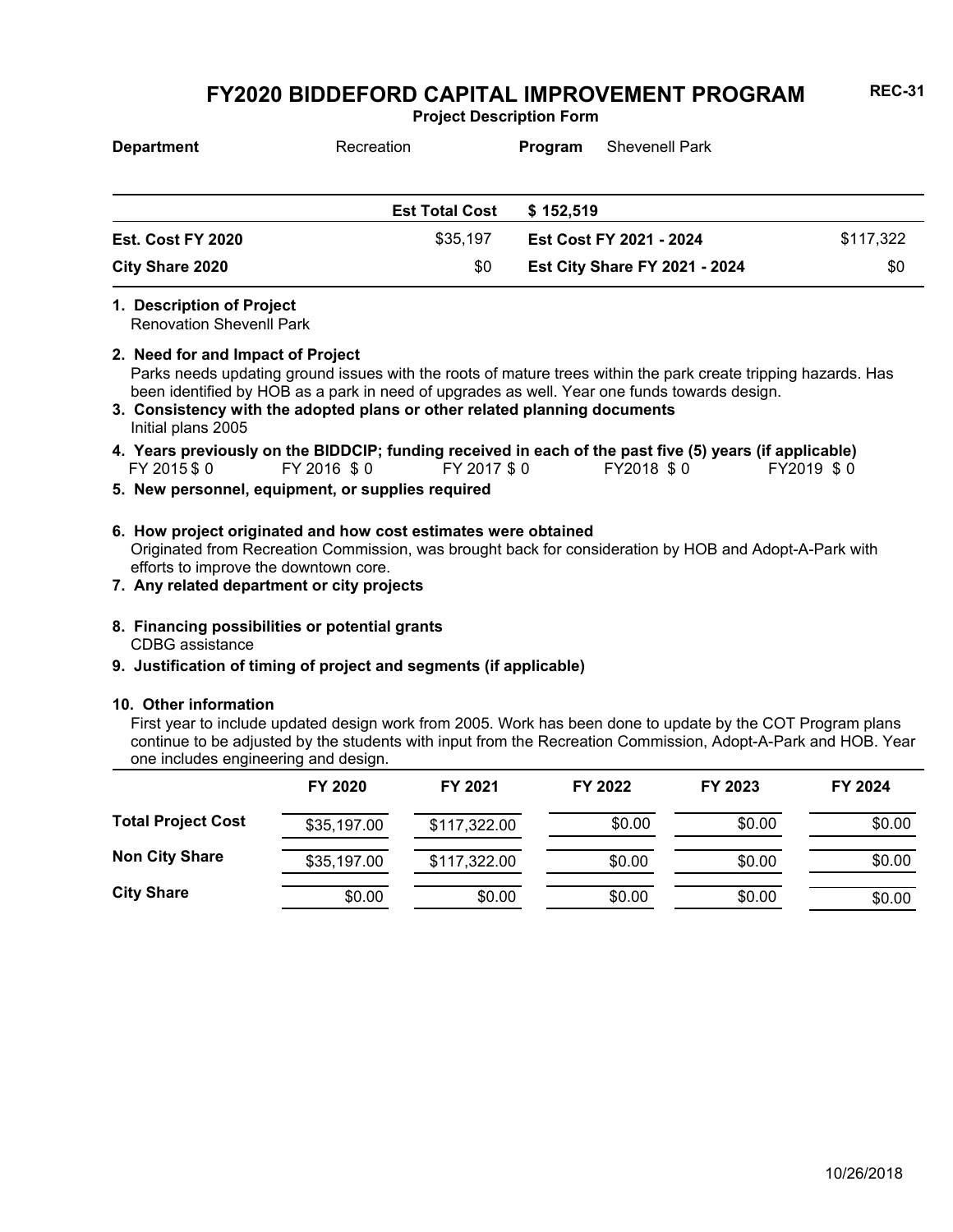# FY2020 BIDDEFORD CAPITAL IMPROVEMENT PROGRAM

**REC-31**

**Project Description Form**

**Department** Recreation **Program** Shevenell Park

| | | | |
|---|---|---|---|
| | **Est Total Cost** | **$ 152,519** | |
| **Est. Cost FY 2020** | $35,197 | **Est Cost FY 2021 - 2024** | $117,322 |
| **City Share 2020** | $0 | **Est City Share FY 2021 - 2024** | $0 |

**1. Description of Project**

Renovation Shevenll Park

**2. Need for and Impact of Project**

Parks needs updating ground issues with the roots of mature trees within the park create tripping hazards. Has been identified by HOB as a park in need of upgrades as well. Year one funds towards design.

**3. Consistency with the adopted plans or other related planning documents**

Initial plans 2005

**4. Years previously on the BIDDCIP; funding received in each of the past five (5) years (if applicable)**

FY 2015 $ 0 FY 2016 $ 0 FY 2017 $ 0 FY2018 $ 0 FY2019 $ 0

**5. New personnel, equipment, or supplies required**

**6. How project originated and how cost estimates were obtained**

Originated from Recreation Commission, was brought back for consideration by HOB and Adopt-A-Park with efforts to improve the downtown core.

**7. Any related department or city projects**

**8. Financing possibilities or potential grants**

CDBG assistance

**9. Justification of timing of project and segments (if applicable)**

**10. Other information**

First year to include updated design work from 2005. Work has been done to update by the COT Program plans continue to be adjusted by the students with input from the Recreation Commission, Adopt-A-Park and HOB. Year one includes engineering and design.

| | FY 2020 | FY 2021 | FY 2022 | FY 2023 | FY 2024 |
|---|---|---|---|---|---|
| **Total Project Cost** | $35,197.00 | $117,322.00 | $0.00 | $0.00 | $0.00 |
| **Non City Share** | $35,197.00 | $117,322.00 | $0.00 | $0.00 | $0.00 |
| **City Share** | $0.00 | $0.00 | $0.00 | $0.00 | $0.00 |

10/26/2018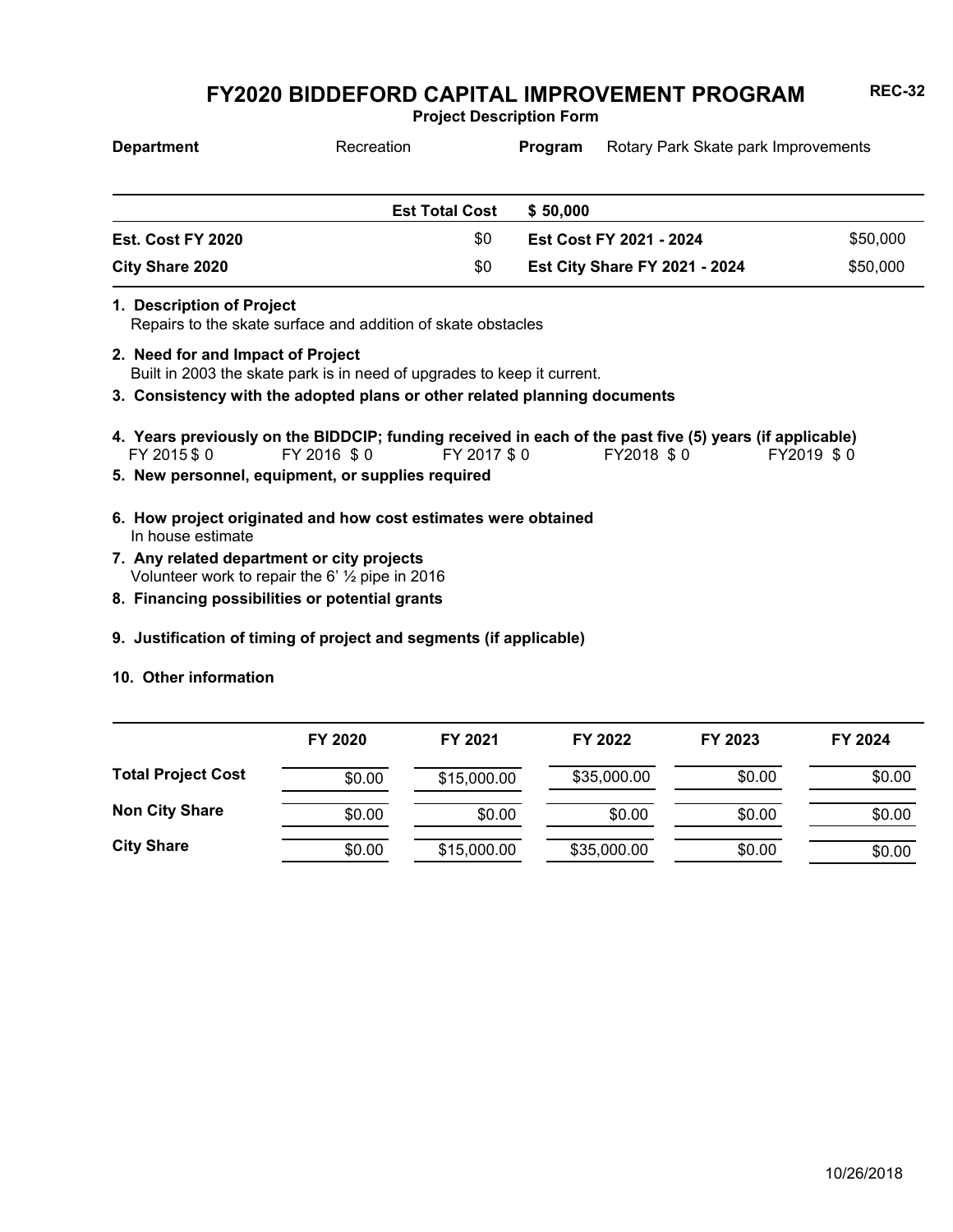# FY2020 BIDDEFORD CAPITAL IMPROVEMENT PROGRAM

REC-32

**Project Description Form**

| **Department** | Recreation | **Program** | Rotary Park Skate park Improvements |
|---|---|---|---|

| | **Est Total Cost** | **$ 50,000** | |
|---|---|---|---|
| **Est. Cost FY 2020** | $0 | **Est Cost FY 2021 - 2024** | $50,000 |
| **City Share 2020** | $0 | **Est City Share FY 2021 - 2024** | $50,000 |

**1. Description of Project**
Repairs to the skate surface and addition of skate obstacles

**2. Need for and Impact of Project**
Built in 2003 the skate park is in need of upgrades to keep it current.

**3. Consistency with the adopted plans or other related planning documents**

**4. Years previously on the BIDDCIP; funding received in each of the past five (5) years (if applicable)**
FY 2015 $ 0 FY 2016 $ 0 FY 2017 $ 0 FY2018 $ 0 FY2019 $ 0

**5. New personnel, equipment, or supplies required**

**6. How project originated and how cost estimates were obtained**
In house estimate

**7. Any related department or city projects**
Volunteer work to repair the 6' ½ pipe in 2016

**8. Financing possibilities or potential grants**

**9. Justification of timing of project and segments (if applicable)**

**10. Other information**

| | FY 2020 | FY 2021 | FY 2022 | FY 2023 | FY 2024 |
|---|---|---|---|---|---|
| **Total Project Cost** | $0.00 | $15,000.00 | $35,000.00 | $0.00 | $0.00 |
| **Non City Share** | $0.00 | $0.00 | $0.00 | $0.00 | $0.00 |
| **City Share** | $0.00 | $15,000.00 | $35,000.00 | $0.00 | $0.00 |

10/26/2018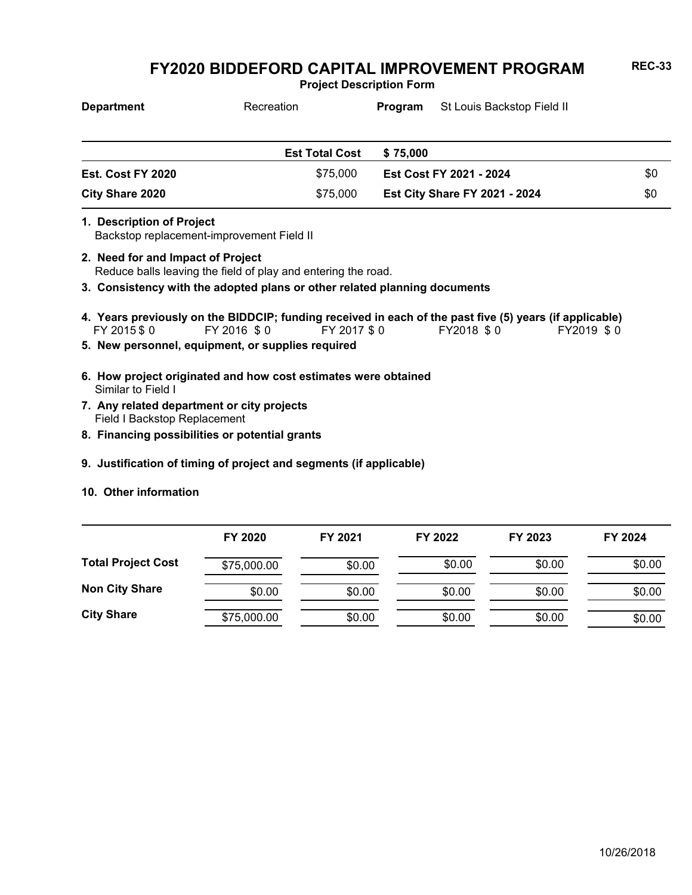# FY2020 BIDDEFORD CAPITAL IMPROVEMENT PROGRAM

**REC-33**

**Project Description Form**

| **Department** | Recreation | **Program** | St Louis Backstop Field II |
|---|---|---|---|

| | **Est Total Cost** | **$ 75,000** | |
|---|---|---|---|
| **Est. Cost FY 2020** | $75,000 | **Est Cost FY 2021 - 2024** | $0 |
| **City Share 2020** | $75,000 | **Est City Share FY 2021 - 2024** | $0 |

**1. Description of Project**
Backstop replacement-improvement Field II

**2. Need for and Impact of Project**
Reduce balls leaving the field of play and entering the road.

**3. Consistency with the adopted plans or other related planning documents**

**4. Years previously on the BIDDCIP; funding received in each of the past five (5) years (if applicable)**
FY 2015 $ 0 FY 2016 $ 0 FY 2017 $ 0 FY2018 $ 0 FY2019 $ 0

**5. New personnel, equipment, or supplies required**

**6. How project originated and how cost estimates were obtained**
Similar to Field I

**7. Any related department or city projects**
Field I Backstop Replacement

**8. Financing possibilities or potential grants**

**9. Justification of timing of project and segments (if applicable)**

**10. Other information**

| | FY 2020 | FY 2021 | FY 2022 | FY 2023 | FY 2024 |
|---|---|---|---|---|---|
| **Total Project Cost** | $75,000.00 | $0.00 | $0.00 | $0.00 | $0.00 |
| **Non City Share** | $0.00 | $0.00 | $0.00 | $0.00 | $0.00 |
| **City Share** | $75,000.00 | $0.00 | $0.00 | $0.00 | $0.00 |

10/26/2018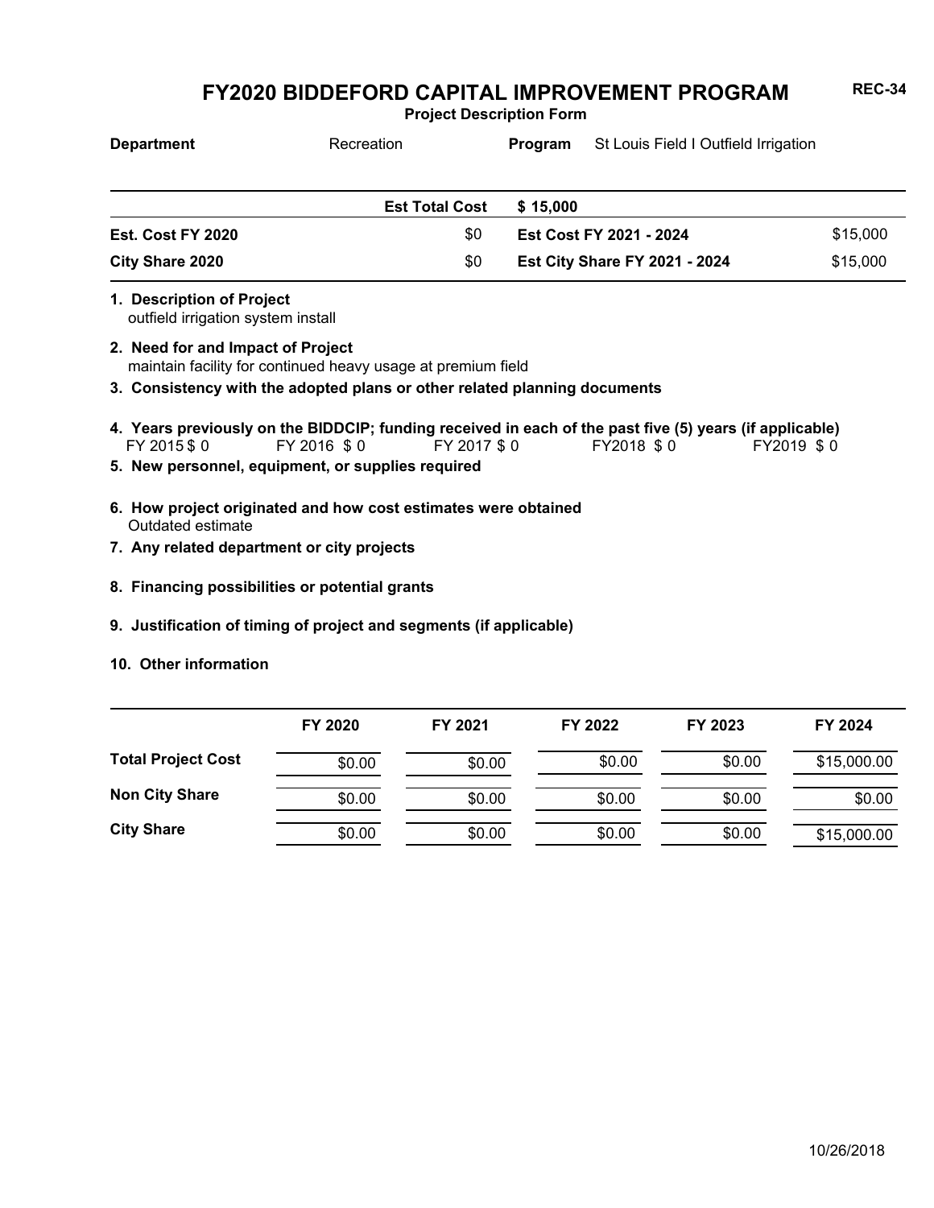# FY2020 BIDDEFORD CAPITAL IMPROVEMENT PROGRAM

**REC-34**

**Project Description Form**

| **Department** | Recreation | **Program** | St Louis Field I Outfield Irrigation |
|---|---|---|---|

| | **Est Total Cost** | **$ 15,000** | |
|---|---|---|---|
| **Est. Cost FY 2020** | $0 | **Est Cost FY 2021 - 2024** | $15,000 |
| **City Share 2020** | $0 | **Est City Share FY 2021 - 2024** | $15,000 |

**1. Description of Project**
outfield irrigation system install

**2. Need for and Impact of Project**
maintain facility for continued heavy usage at premium field

**3. Consistency with the adopted plans or other related planning documents**

**4. Years previously on the BIDDCIP; funding received in each of the past five (5) years (if applicable)**
FY 2015 $ 0 FY 2016 $ 0 FY 2017 $ 0 FY2018 $ 0 FY2019 $ 0

**5. New personnel, equipment, or supplies required**

**6. How project originated and how cost estimates were obtained**
Outdated estimate

**7. Any related department or city projects**

**8. Financing possibilities or potential grants**

**9. Justification of timing of project and segments (if applicable)**

**10. Other information**

| | FY 2020 | FY 2021 | FY 2022 | FY 2023 | FY 2024 |
|---|---|---|---|---|---|
| **Total Project Cost** | $0.00 | $0.00 | $0.00 | $0.00 | $15,000.00 |
| **Non City Share** | $0.00 | $0.00 | $0.00 | $0.00 | $0.00 |
| **City Share** | $0.00 | $0.00 | $0.00 | $0.00 | $15,000.00 |

10/26/2018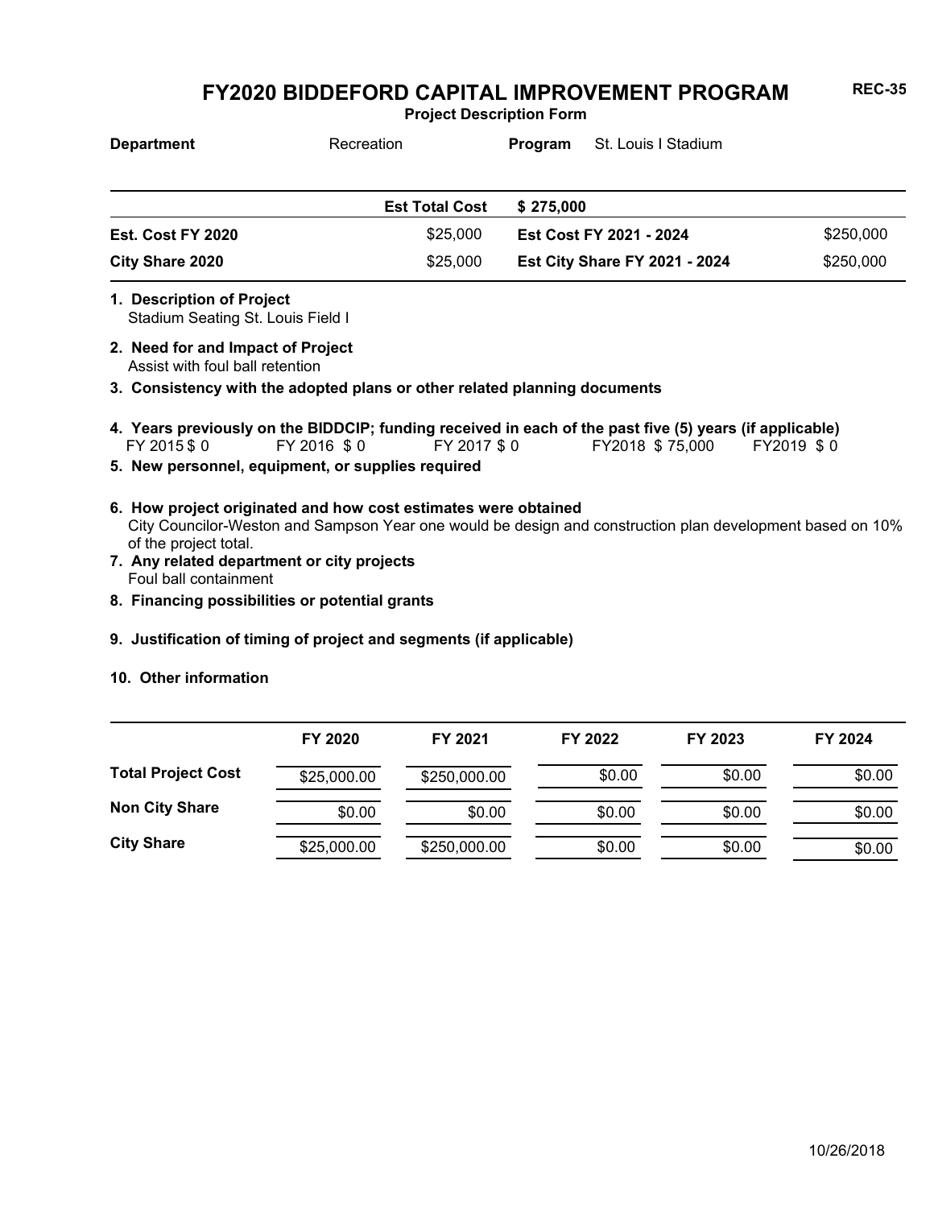# FY2020 BIDDEFORD CAPITAL IMPROVEMENT PROGRAM

**REC-35**

**Project Description Form**

**Department** Recreation **Program** St. Louis I Stadium

| | | | |
|---|---|---|---|
| | **Est Total Cost** | **$ 275,000** | |
| **Est. Cost FY 2020** | $25,000 | **Est Cost FY 2021 - 2024** | $250,000 |
| **City Share 2020** | $25,000 | **Est City Share FY 2021 - 2024** | $250,000 |

**1. Description of Project**
Stadium Seating St. Louis Field I

**2. Need for and Impact of Project**
Assist with foul ball retention

**3. Consistency with the adopted plans or other related planning documents**

**4. Years previously on the BIDDCIP; funding received in each of the past five (5) years (if applicable)**
FY 2015 $ 0 FY 2016 $ 0 FY 2017 $ 0 FY2018 $ 75,000 FY2019 $ 0

**5. New personnel, equipment, or supplies required**

**6. How project originated and how cost estimates were obtained**
City Councilor-Weston and Sampson Year one would be design and construction plan development based on 10% of the project total.

**7. Any related department or city projects**
Foul ball containment

**8. Financing possibilities or potential grants**

**9. Justification of timing of project and segments (if applicable)**

**10. Other information**

| | FY 2020 | FY 2021 | FY 2022 | FY 2023 | FY 2024 |
|---|---|---|---|---|---|
| **Total Project Cost** | $25,000.00 | $250,000.00 | $0.00 | $0.00 | $0.00 |
| **Non City Share** | $0.00 | $0.00 | $0.00 | $0.00 | $0.00 |
| **City Share** | $25,000.00 | $250,000.00 | $0.00 | $0.00 | $0.00 |

10/26/2018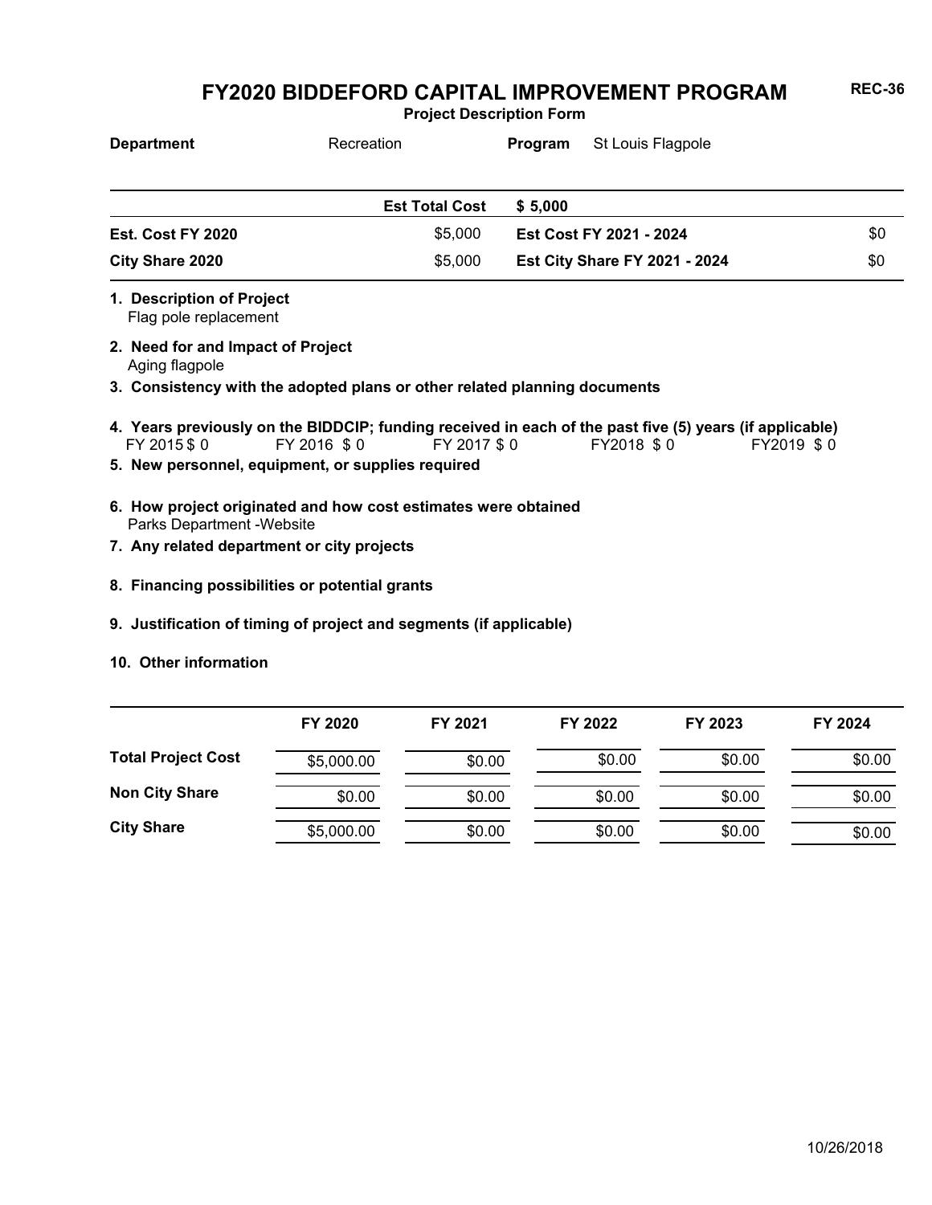# FY2020 BIDDEFORD CAPITAL IMPROVEMENT PROGRAM

**REC-36**

**Project Description Form**

**Department** Recreation **Program** St Louis Flagpole

| | | | |
|---|---|---|---|
| | **Est Total Cost** | **$ 5,000** | |
| **Est. Cost FY 2020** | $5,000 | **Est Cost FY 2021 - 2024** | $0 |
| **City Share 2020** | $5,000 | **Est City Share FY 2021 - 2024** | $0 |

**1. Description of Project**
Flag pole replacement

**2. Need for and Impact of Project**
Aging flagpole

**3. Consistency with the adopted plans or other related planning documents**

**4. Years previously on the BIDDCIP; funding received in each of the past five (5) years (if applicable)**
FY 2015 $ 0 FY 2016 $ 0 FY 2017 $ 0 FY2018 $ 0 FY2019 $ 0

**5. New personnel, equipment, or supplies required**

**6. How project originated and how cost estimates were obtained**
Parks Department -Website

**7. Any related department or city projects**

**8. Financing possibilities or potential grants**

**9. Justification of timing of project and segments (if applicable)**

**10. Other information**

| | FY 2020 | FY 2021 | FY 2022 | FY 2023 | FY 2024 |
|---|---|---|---|---|---|
| **Total Project Cost** | $5,000.00 | $0.00 | $0.00 | $0.00 | $0.00 |
| **Non City Share** | $0.00 | $0.00 | $0.00 | $0.00 | $0.00 |
| **City Share** | $5,000.00 | $0.00 | $0.00 | $0.00 | $0.00 |

10/26/2018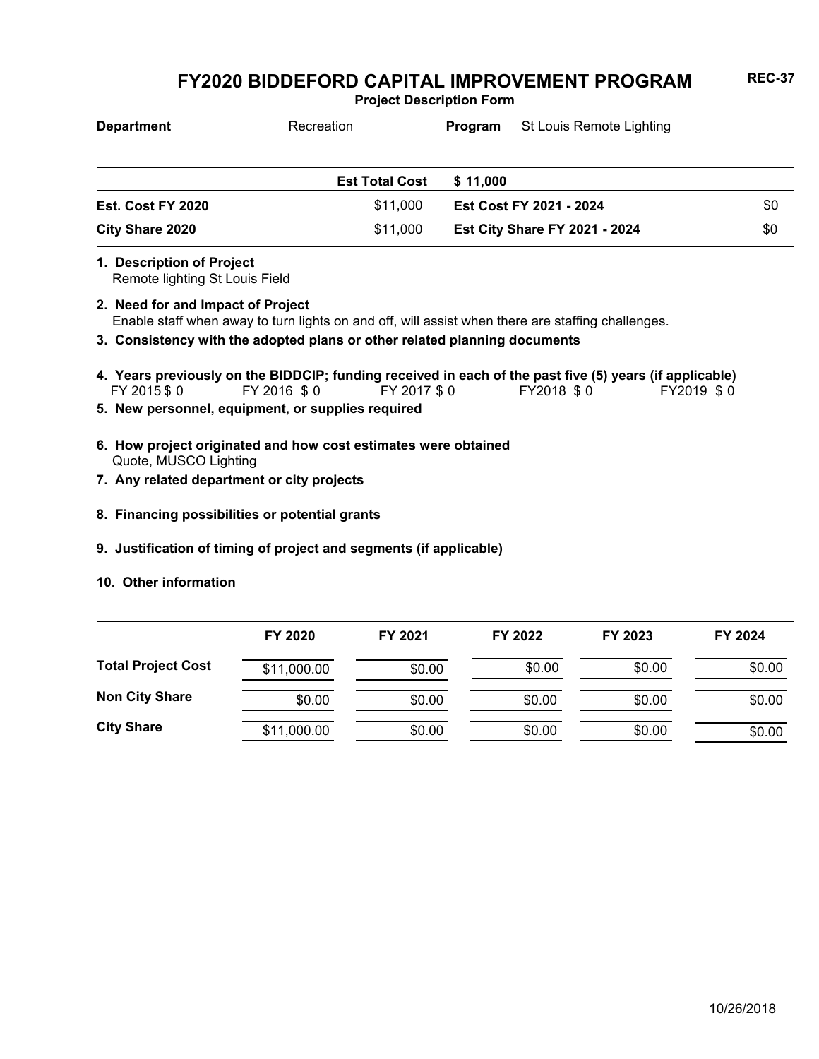# FY2020 BIDDEFORD CAPITAL IMPROVEMENT PROGRAM

REC-37

**Project Description Form**

| **Department** | Recreation | **Program** | St Louis Remote Lighting |
|---|---|---|---|

| | | | |
|---|---|---|---|
| | **Est Total Cost** | **$ 11,000** | |
| **Est. Cost FY 2020** | $11,000 | **Est Cost FY 2021 - 2024** | $0 |
| **City Share 2020** | $11,000 | **Est City Share FY 2021 - 2024** | $0 |

**1. Description of Project**
Remote lighting St Louis Field

**2. Need for and Impact of Project**
Enable staff when away to turn lights on and off, will assist when there are staffing challenges.

**3. Consistency with the adopted plans or other related planning documents**

**4. Years previously on the BIDDCIP; funding received in each of the past five (5) years (if applicable)**
FY 2015 $ 0 FY 2016 $ 0 FY 2017 $ 0 FY2018 $ 0 FY2019 $ 0

**5. New personnel, equipment, or supplies required**

**6. How project originated and how cost estimates were obtained**
Quote, MUSCO Lighting

**7. Any related department or city projects**

**8. Financing possibilities or potential grants**

**9. Justification of timing of project and segments (if applicable)**

**10. Other information**

| | FY 2020 | FY 2021 | FY 2022 | FY 2023 | FY 2024 |
|---|---|---|---|---|---|
| **Total Project Cost** | $11,000.00 | $0.00 | $0.00 | $0.00 | $0.00 |
| **Non City Share** | $0.00 | $0.00 | $0.00 | $0.00 | $0.00 |
| **City Share** | $11,000.00 | $0.00 | $0.00 | $0.00 | $0.00 |

10/26/2018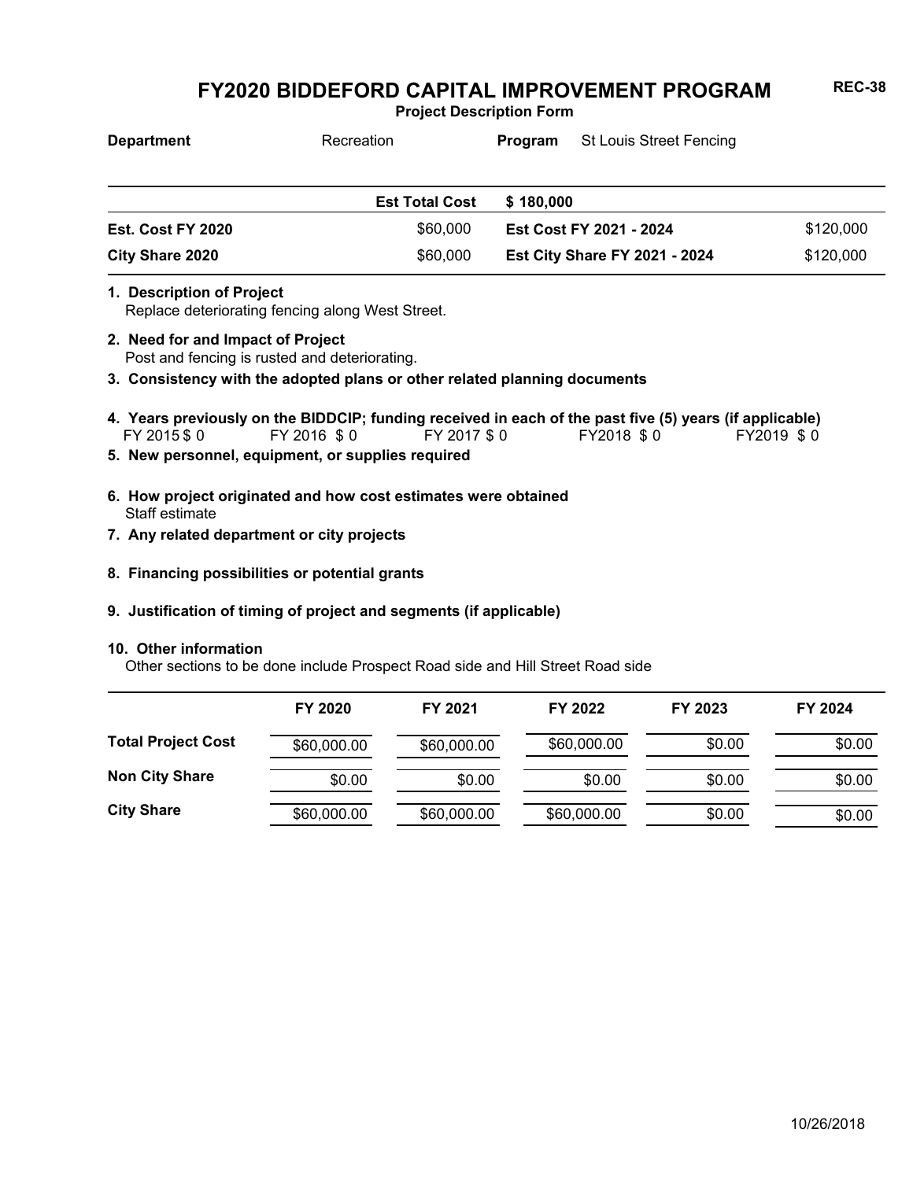# FY2020 BIDDEFORD CAPITAL IMPROVEMENT PROGRAM

REC-38

**Project Description Form**

**Department** Recreation **Program** St Louis Street Fencing

| | Est Total Cost | $ 180,000 | |
|---|---|---|---|
| **Est. Cost FY 2020** | $60,000 | **Est Cost FY 2021 - 2024** | $120,000 |
| **City Share 2020** | $60,000 | **Est City Share FY 2021 - 2024** | $120,000 |

**1. Description of Project**
Replace deteriorating fencing along West Street.

**2. Need for and Impact of Project**
Post and fencing is rusted and deteriorating.

**3. Consistency with the adopted plans or other related planning documents**

**4. Years previously on the BIDDCIP; funding received in each of the past five (5) years (if applicable)**
FY 2015 $ 0 FY 2016 $ 0 FY 2017 $ 0 FY2018 $ 0 FY2019 $ 0

**5. New personnel, equipment, or supplies required**

**6. How project originated and how cost estimates were obtained**
Staff estimate

**7. Any related department or city projects**

**8. Financing possibilities or potential grants**

**9. Justification of timing of project and segments (if applicable)**

**10. Other information**
Other sections to be done include Prospect Road side and Hill Street Road side

| | FY 2020 | FY 2021 | FY 2022 | FY 2023 | FY 2024 |
|---|---|---|---|---|---|
| **Total Project Cost** | $60,000.00 | $60,000.00 | $60,000.00 | $0.00 | $0.00 |
| **Non City Share** | $0.00 | $0.00 | $0.00 | $0.00 | $0.00 |
| **City Share** | $60,000.00 | $60,000.00 | $60,000.00 | $0.00 | $0.00 |

10/26/2018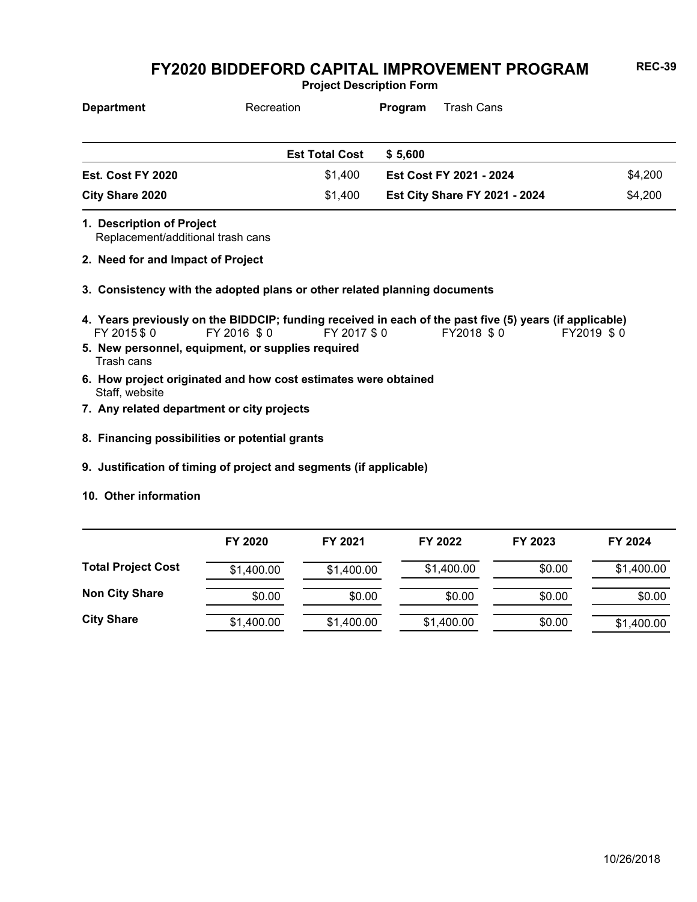# FY2020 BIDDEFORD CAPITAL IMPROVEMENT PROGRAM

**Project Description Form**

REC-39

**Department** Recreation **Program** Trash Cans

| | | | |
|---|---|---|---|
| | **Est Total Cost** | **$ 5,600** | |
| **Est. Cost FY 2020** | $1,400 | **Est Cost FY 2021 - 2024** | $4,200 |
| **City Share 2020** | $1,400 | **Est City Share FY 2021 - 2024** | $4,200 |

**1. Description of Project**
Replacement/additional trash cans

**2. Need for and Impact of Project**

**3. Consistency with the adopted plans or other related planning documents**

**4. Years previously on the BIDDCIP; funding received in each of the past five (5) years (if applicable)**
FY 2015 $ 0 FY 2016 $ 0 FY 2017 $ 0 FY2018 $ 0 FY2019 $ 0

**5. New personnel, equipment, or supplies required**
Trash cans

**6. How project originated and how cost estimates were obtained**
Staff, website

**7. Any related department or city projects**

**8. Financing possibilities or potential grants**

**9. Justification of timing of project and segments (if applicable)**

**10. Other information**

| | FY 2020 | FY 2021 | FY 2022 | FY 2023 | FY 2024 |
|---|---|---|---|---|---|
| **Total Project Cost** | $1,400.00 | $1,400.00 | $1,400.00 | $0.00 | $1,400.00 |
| **Non City Share** | $0.00 | $0.00 | $0.00 | $0.00 | $0.00 |
| **City Share** | $1,400.00 | $1,400.00 | $1,400.00 | $0.00 | $1,400.00 |

10/26/2018